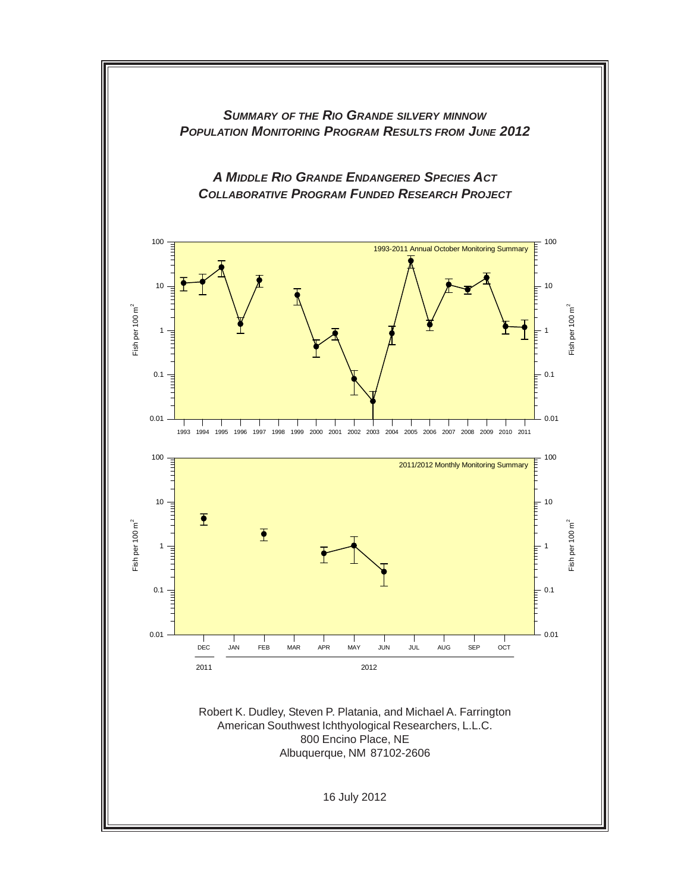# *Summary of the Rio Grande silvery minnow Population Monitoring Program Results from June 2012*

## *A Middle Rio Grande Endangered Species Act Collaborative Program Funded Research Project*

Robert K. Dudley, Steven P. Platania, and Michael A. Farrington
American Southwest Ichthyological Researchers, L.L.C.
800 Encino Place, NE
Albuquerque, NM 87102-2606

16 July 2012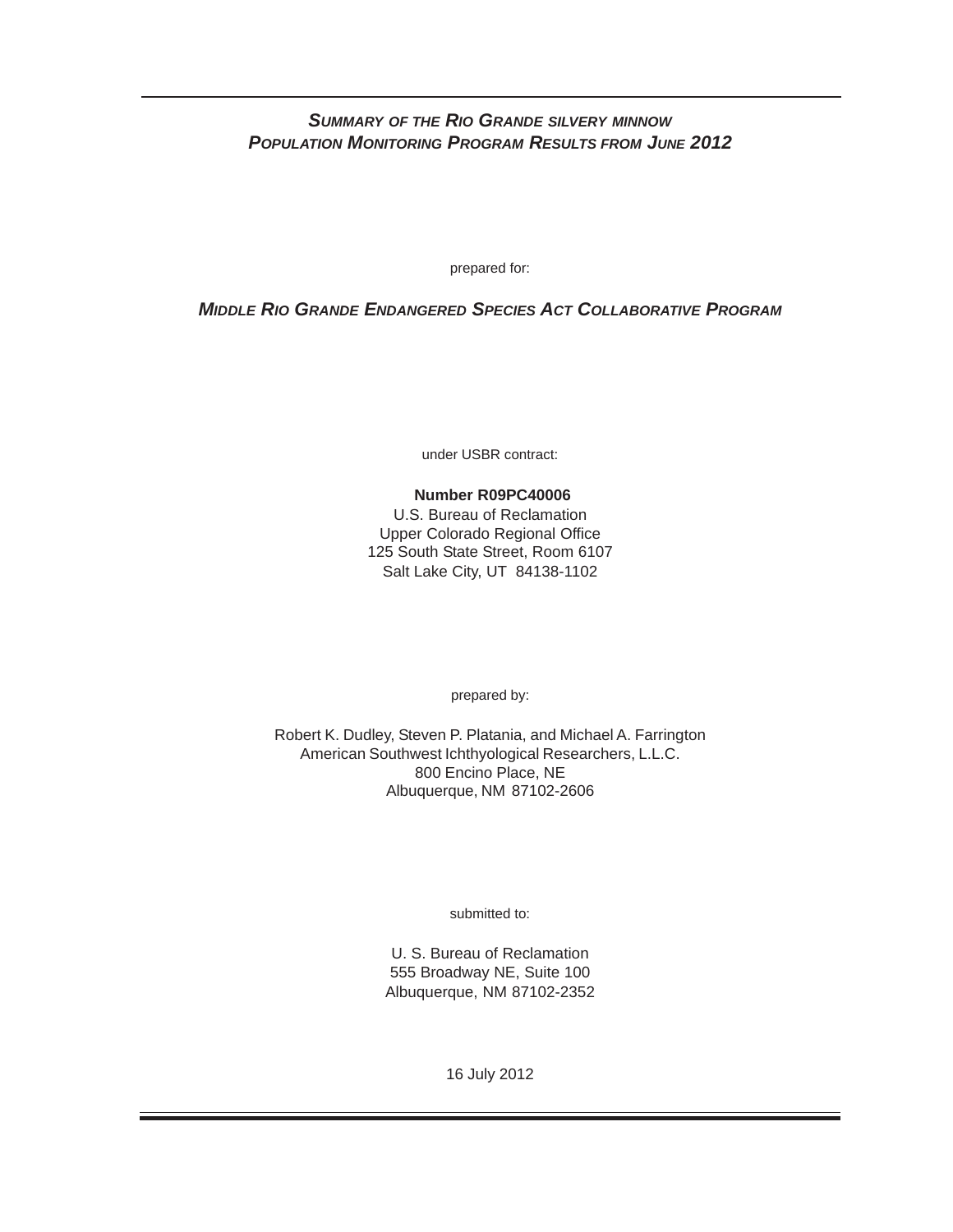# *Summary of the Rio Grande silvery minnow Population Monitoring Program Results from June 2012*

prepared for:

***Middle Rio Grande Endangered Species Act Collaborative Program***

under USBR contract:

**Number R09PC40006**
U.S. Bureau of Reclamation
Upper Colorado Regional Office
125 South State Street, Room 6107
Salt Lake City, UT 84138-1102

prepared by:

Robert K. Dudley, Steven P. Platania, and Michael A. Farrington
American Southwest Ichthyological Researchers, L.L.C.
800 Encino Place, NE
Albuquerque, NM 87102-2606

submitted to:

U. S. Bureau of Reclamation
555 Broadway NE, Suite 100
Albuquerque, NM 87102-2352

16 July 2012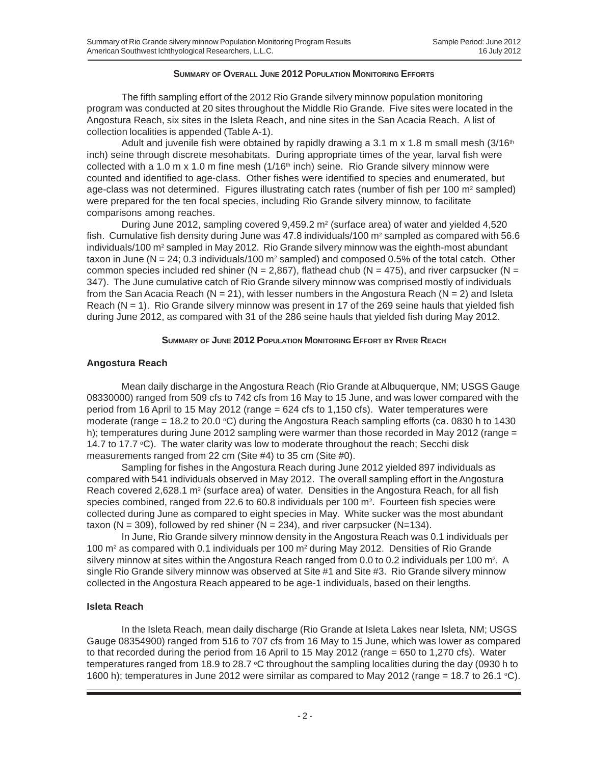## Summary of Overall June 2012 Population Monitoring Efforts

The fifth sampling effort of the 2012 Rio Grande silvery minnow population monitoring program was conducted at 20 sites throughout the Middle Rio Grande. Five sites were located in the Angostura Reach, six sites in the Isleta Reach, and nine sites in the San Acacia Reach. A list of collection localities is appended (Table A-1).

Adult and juvenile fish were obtained by rapidly drawing a 3.1 m x 1.8 m small mesh (3/16$^{th}$ inch) seine through discrete mesohabitats. During appropriate times of the year, larval fish were collected with a 1.0 m x 1.0 m fine mesh (1/16$^{th}$ inch) seine. Rio Grande silvery minnow were counted and identified to age-class. Other fishes were identified to species and enumerated, but age-class was not determined. Figures illustrating catch rates (number of fish per 100 $m^2$ sampled) were prepared for the ten focal species, including Rio Grande silvery minnow, to facilitate comparisons among reaches.

During June 2012, sampling covered 9,459.2 $m^2$ (surface area) of water and yielded 4,520 fish. Cumulative fish density during June was 47.8 individuals/100 $m^2$ sampled as compared with 56.6 individuals/100 $m^2$ sampled in May 2012. Rio Grande silvery minnow was the eighth-most abundant taxon in June (N = 24; 0.3 individuals/100 $m^2$ sampled) and composed 0.5% of the total catch. Other common species included red shiner (N = 2,867), flathead chub (N = 475), and river carpsucker (N = 347). The June cumulative catch of Rio Grande silvery minnow was comprised mostly of individuals from the San Acacia Reach (N = 21), with lesser numbers in the Angostura Reach (N = 2) and Isleta Reach (N = 1). Rio Grande silvery minnow was present in 17 of the 269 seine hauls that yielded fish during June 2012, as compared with 31 of the 286 seine hauls that yielded fish during May 2012.

## Summary of June 2012 Population Monitoring Effort by River Reach

### Angostura Reach

Mean daily discharge in the Angostura Reach (Rio Grande at Albuquerque, NM; USGS Gauge 08330000) ranged from 509 cfs to 742 cfs from 16 May to 15 June, and was lower compared with the period from 16 April to 15 May 2012 (range = 624 cfs to 1,150 cfs). Water temperatures were moderate (range = 18.2 to 20.0 °C) during the Angostura Reach sampling efforts (ca. 0830 h to 1430 h); temperatures during June 2012 sampling were warmer than those recorded in May 2012 (range = 14.7 to 17.7 °C). The water clarity was low to moderate throughout the reach; Secchi disk measurements ranged from 22 cm (Site #4) to 35 cm (Site #0).

Sampling for fishes in the Angostura Reach during June 2012 yielded 897 individuals as compared with 541 individuals observed in May 2012. The overall sampling effort in the Angostura Reach covered 2,628.1 $m^2$ (surface area) of water. Densities in the Angostura Reach, for all fish species combined, ranged from 22.6 to 60.8 individuals per 100 $m^2$. Fourteen fish species were collected during June as compared to eight species in May. White sucker was the most abundant taxon (N = 309), followed by red shiner (N = 234), and river carpsucker (N=134).

In June, Rio Grande silvery minnow density in the Angostura Reach was 0.1 individuals per 100 $m^2$ as compared with 0.1 individuals per 100 $m^2$ during May 2012. Densities of Rio Grande silvery minnow at sites within the Angostura Reach ranged from 0.0 to 0.2 individuals per 100 $m^2$. A single Rio Grande silvery minnow was observed at Site #1 and Site #3. Rio Grande silvery minnow collected in the Angostura Reach appeared to be age-1 individuals, based on their lengths.

### Isleta Reach

In the Isleta Reach, mean daily discharge (Rio Grande at Isleta Lakes near Isleta, NM; USGS Gauge 08354900) ranged from 516 to 707 cfs from 16 May to 15 June, which was lower as compared to that recorded during the period from 16 April to 15 May 2012 (range = 650 to 1,270 cfs). Water temperatures ranged from 18.9 to 28.7 °C throughout the sampling localities during the day (0930 h to 1600 h); temperatures in June 2012 were similar as compared to May 2012 (range = 18.7 to 26.1 °C).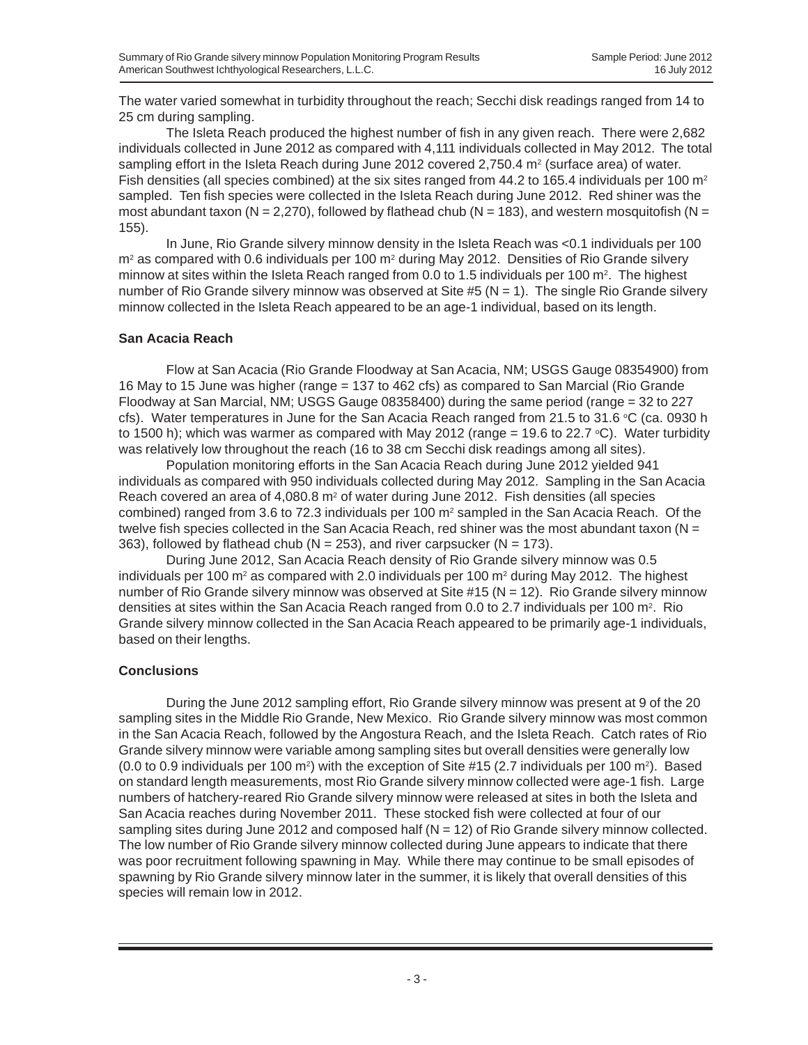The water varied somewhat in turbidity throughout the reach; Secchi disk readings ranged from 14 to 25 cm during sampling.

The Isleta Reach produced the highest number of fish in any given reach. There were 2,682 individuals collected in June 2012 as compared with 4,111 individuals collected in May 2012. The total sampling effort in the Isleta Reach during June 2012 covered 2,750.4 $m^2$ (surface area) of water. Fish densities (all species combined) at the six sites ranged from 44.2 to 165.4 individuals per 100 $m^2$ sampled. Ten fish species were collected in the Isleta Reach during June 2012. Red shiner was the most abundant taxon (N = 2,270), followed by flathead chub (N = 183), and western mosquitofish (N = 155).

In June, Rio Grande silvery minnow density in the Isleta Reach was <0.1 individuals per 100 $m^2$ as compared with 0.6 individuals per 100 $m^2$ during May 2012. Densities of Rio Grande silvery minnow at sites within the Isleta Reach ranged from 0.0 to 1.5 individuals per 100 $m^2$. The highest number of Rio Grande silvery minnow was observed at Site #5 (N = 1). The single Rio Grande silvery minnow collected in the Isleta Reach appeared to be an age-1 individual, based on its length.

### San Acacia Reach

Flow at San Acacia (Rio Grande Floodway at San Acacia, NM; USGS Gauge 08354900) from 16 May to 15 June was higher (range = 137 to 462 cfs) as compared to San Marcial (Rio Grande Floodway at San Marcial, NM; USGS Gauge 08358400) during the same period (range = 32 to 227 cfs). Water temperatures in June for the San Acacia Reach ranged from 21.5 to 31.6 °C (ca. 0930 h to 1500 h); which was warmer as compared with May 2012 (range = 19.6 to 22.7 °C). Water turbidity was relatively low throughout the reach (16 to 38 cm Secchi disk readings among all sites).

Population monitoring efforts in the San Acacia Reach during June 2012 yielded 941 individuals as compared with 950 individuals collected during May 2012. Sampling in the San Acacia Reach covered an area of 4,080.8 $m^2$ of water during June 2012. Fish densities (all species combined) ranged from 3.6 to 72.3 individuals per 100 $m^2$ sampled in the San Acacia Reach. Of the twelve fish species collected in the San Acacia Reach, red shiner was the most abundant taxon (N = 363), followed by flathead chub (N = 253), and river carpsucker (N = 173).

During June 2012, San Acacia Reach density of Rio Grande silvery minnow was 0.5 individuals per 100 $m^2$ as compared with 2.0 individuals per 100 $m^2$ during May 2012. The highest number of Rio Grande silvery minnow was observed at Site #15 (N = 12). Rio Grande silvery minnow densities at sites within the San Acacia Reach ranged from 0.0 to 2.7 individuals per 100 $m^2$. Rio Grande silvery minnow collected in the San Acacia Reach appeared to be primarily age-1 individuals, based on their lengths.

### Conclusions

During the June 2012 sampling effort, Rio Grande silvery minnow was present at 9 of the 20 sampling sites in the Middle Rio Grande, New Mexico. Rio Grande silvery minnow was most common in the San Acacia Reach, followed by the Angostura Reach, and the Isleta Reach. Catch rates of Rio Grande silvery minnow were variable among sampling sites but overall densities were generally low (0.0 to 0.9 individuals per 100 $m^2$) with the exception of Site #15 (2.7 individuals per 100 $m^2$). Based on standard length measurements, most Rio Grande silvery minnow collected were age-1 fish. Large numbers of hatchery-reared Rio Grande silvery minnow were released at sites in both the Isleta and San Acacia reaches during November 2011. These stocked fish were collected at four of our sampling sites during June 2012 and composed half (N = 12) of Rio Grande silvery minnow collected. The low number of Rio Grande silvery minnow collected during June appears to indicate that there was poor recruitment following spawning in May. While there may continue to be small episodes of spawning by Rio Grande silvery minnow later in the summer, it is likely that overall densities of this species will remain low in 2012.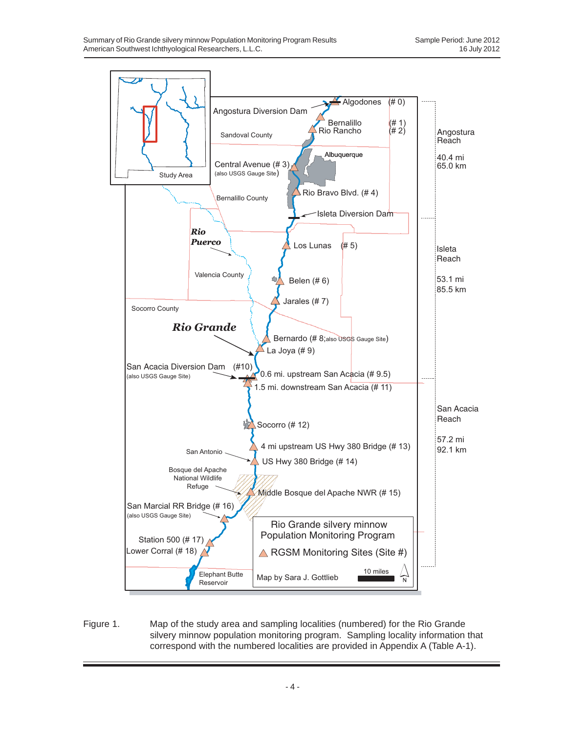Figure 1. Map of the study area and sampling localities (numbered) for the Rio Grande silvery minnow population monitoring program. Sampling locality information that correspond with the numbered localities are provided in Appendix A (Table A-1).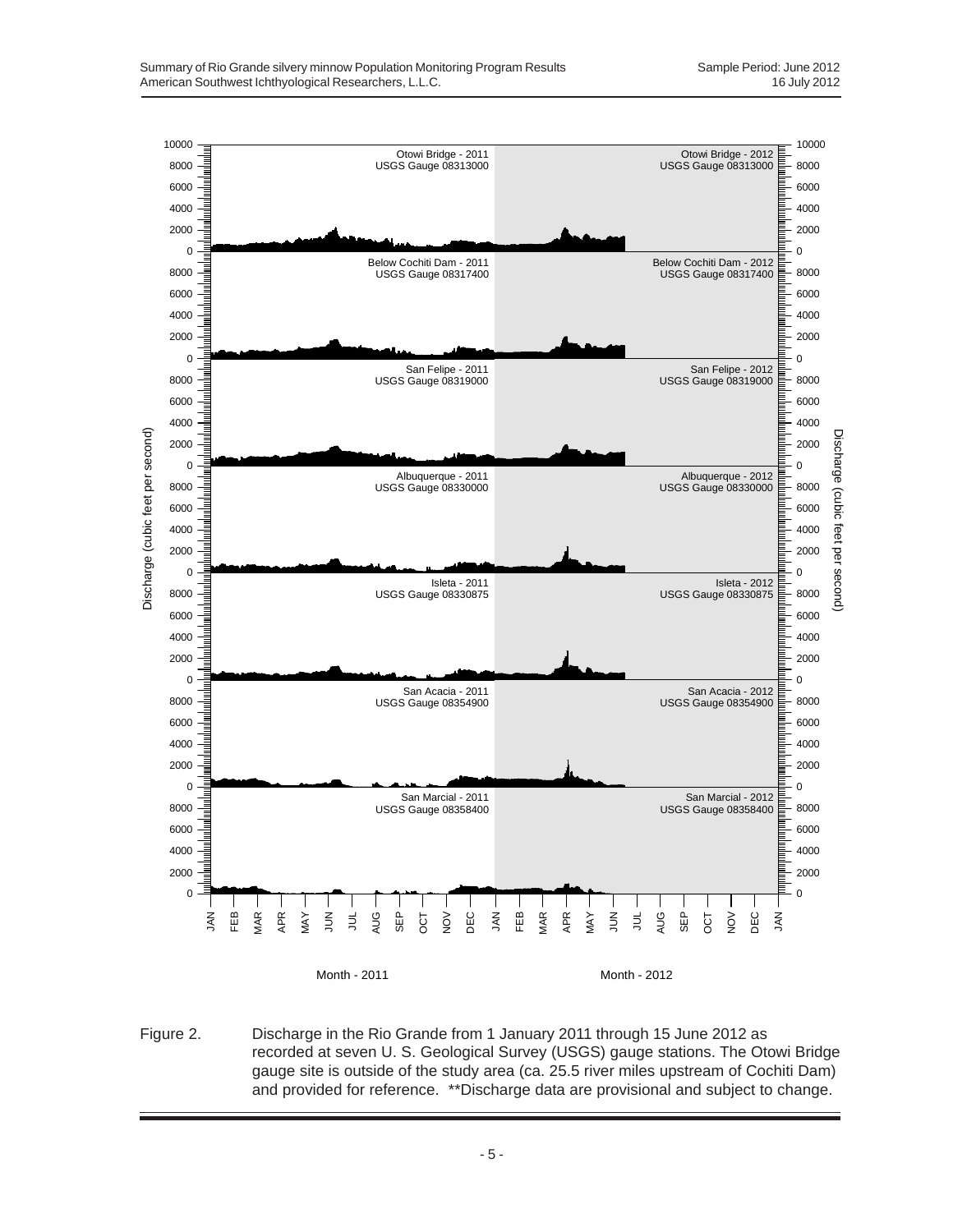Figure 2. Discharge in the Rio Grande from 1 January 2011 through 15 June 2012 as recorded at seven U. S. Geological Survey (USGS) gauge stations. The Otowi Bridge gauge site is outside of the study area (ca. 25.5 river miles upstream of Cochiti Dam) and provided for reference. **Discharge data are provisional and subject to change.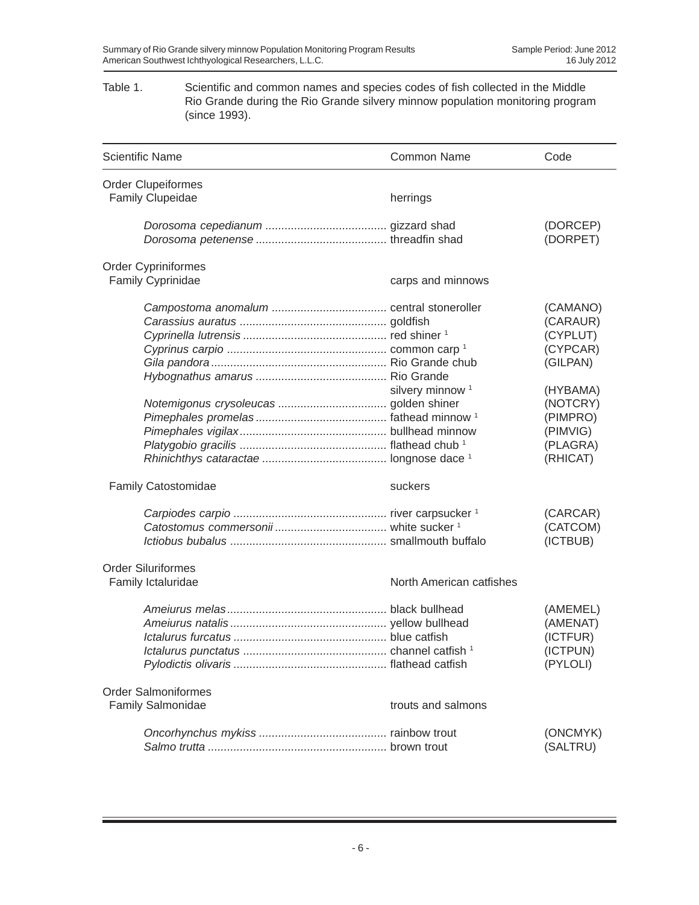Table 1. Scientific and common names and species codes of fish collected in the Middle Rio Grande during the Rio Grande silvery minnow population monitoring program (since 1993).

| Scientific Name | Common Name | Code |
|---|---|---|
| Order Clupeiformes | | |
| Family Clupeidae | herrings | |
| *Dorosoma cepedianum* | gizzard shad | (DORCEP) |
| *Dorosoma petenense* | threadfin shad | (DORPET) |
| Order Cypriniformes | | |
| Family Cyprinidae | carps and minnows | |
| *Campostoma anomalum* | central stoneroller | (CAMANO) |
| *Carassius auratus* | goldfish | (CARAUR) |
| *Cyprinella lutrensis* | red shiner [1] | (CYPLUT) |
| *Cyprinus carpio* | common carp [1] | (CYPCAR) |
| *Gila pandora* | Rio Grande chub | (GILPAN) |
| *Hybognathus amarus* | Rio Grande silvery minnow [1] | (HYBAMA) |
| *Notemigonus crysoleucas* | golden shiner | (NOTCRY) |
| *Pimephales promelas* | fathead minnow [1] | (PIMPRO) |
| *Pimephales vigilax* | bullhead minnow | (PIMVIG) |
| *Platygobio gracilis* | flathead chub [1] | (PLAGRA) |
| *Rhinichthys cataractae* | longnose dace [1] | (RHICAT) |
| Family Catostomidae | suckers | |
| *Carpiodes carpio* | river carpsucker [1] | (CARCAR) |
| *Catostomus commersonii* | white sucker [1] | (CATCOM) |
| *Ictiobus bubalus* | smallmouth buffalo | (ICTBUB) |
| Order Siluriformes | | |
| Family Ictaluridae | North American catfishes | |
| *Ameiurus melas* | black bullhead | (AMEMEL) |
| *Ameiurus natalis* | yellow bullhead | (AMENAT) |
| *Ictalurus furcatus* | blue catfish | (ICTFUR) |
| *Ictalurus punctatus* | channel catfish [1] | (ICTPUN) |
| *Pylodictis olivaris* | flathead catfish | (PYLOLI) |
| Order Salmoniformes | | |
| Family Salmonidae | trouts and salmons | |
| *Oncorhynchus mykiss* | rainbow trout | (ONCMYK) |
| *Salmo trutta* | brown trout | (SALTRU) |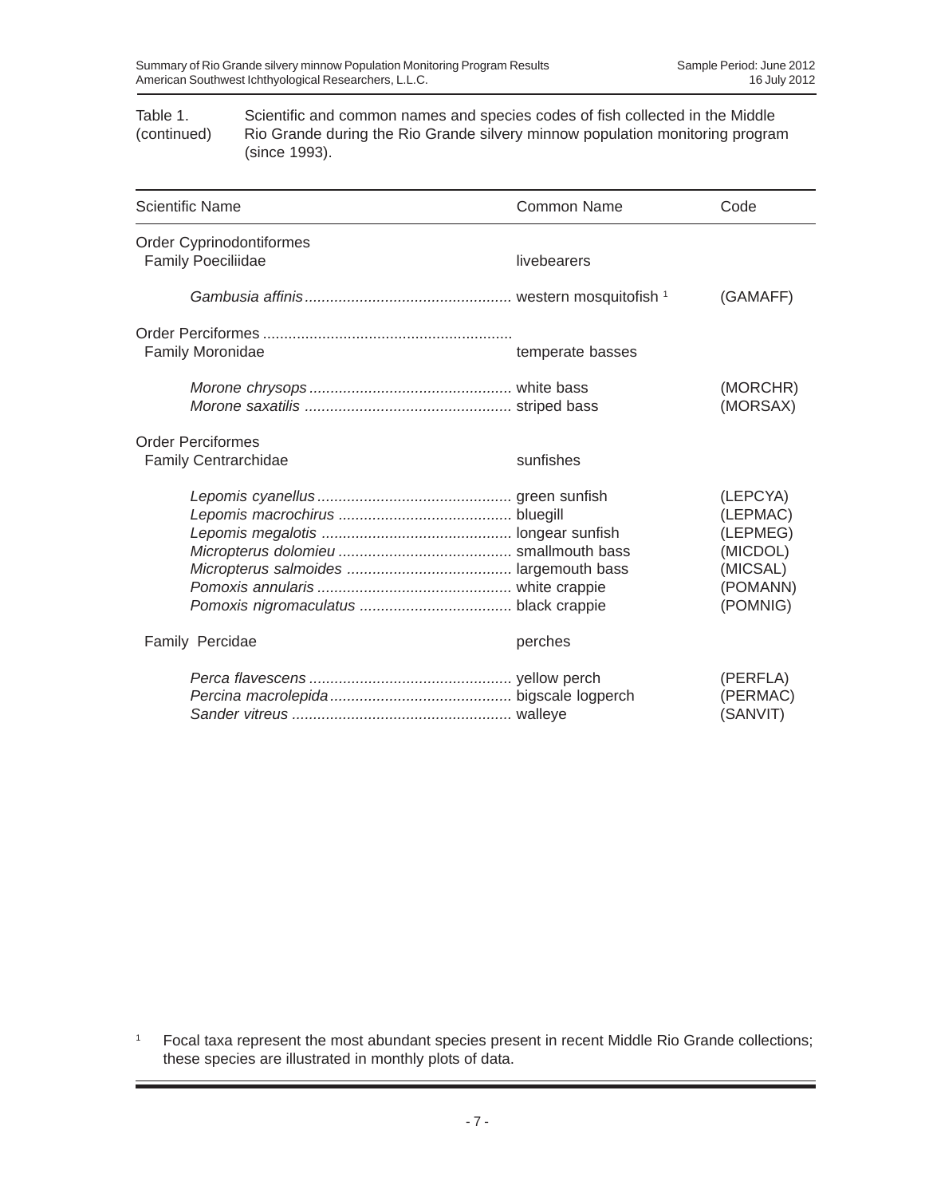Table 1. (continued) Scientific and common names and species codes of fish collected in the Middle Rio Grande during the Rio Grande silvery minnow population monitoring program (since 1993).

| Scientific Name | Common Name | Code |
|---|---|---|
| Order Cyprinodontiformes | | |
| Family Poeciliidae | livebearers | |
| *Gambusia affinis* | western mosquitofish [1] | (GAMAFF) |
| Order Perciformes | | |
| Family Moronidae | temperate basses | |
| *Morone chrysops* | white bass | (MORCHR) |
| *Morone saxatilis* | striped bass | (MORSAX) |
| Order Perciformes | | |
| Family Centrarchidae | sunfishes | |
| *Lepomis cyanellus* | green sunfish | (LEPCYA) |
| *Lepomis macrochirus* | bluegill | (LEPMAC) |
| *Lepomis megalotis* | longear sunfish | (LEPMEG) |
| *Micropterus dolomieu* | smallmouth bass | (MICDOL) |
| *Micropterus salmoides* | largemouth bass | (MICSAL) |
| *Pomoxis annularis* | white crappie | (POMANN) |
| *Pomoxis nigromaculatus* | black crappie | (POMNIG) |
| Family Percidae | perches | |
| *Perca flavescens* | yellow perch | (PERFLA) |
| *Percina macrolepida* | bigscale logperch | (PERMAC) |
| *Sander vitreus* | walleye | (SANVIT) |

[1] Focal taxa represent the most abundant species present in recent Middle Rio Grande collections; these species are illustrated in monthly plots of data.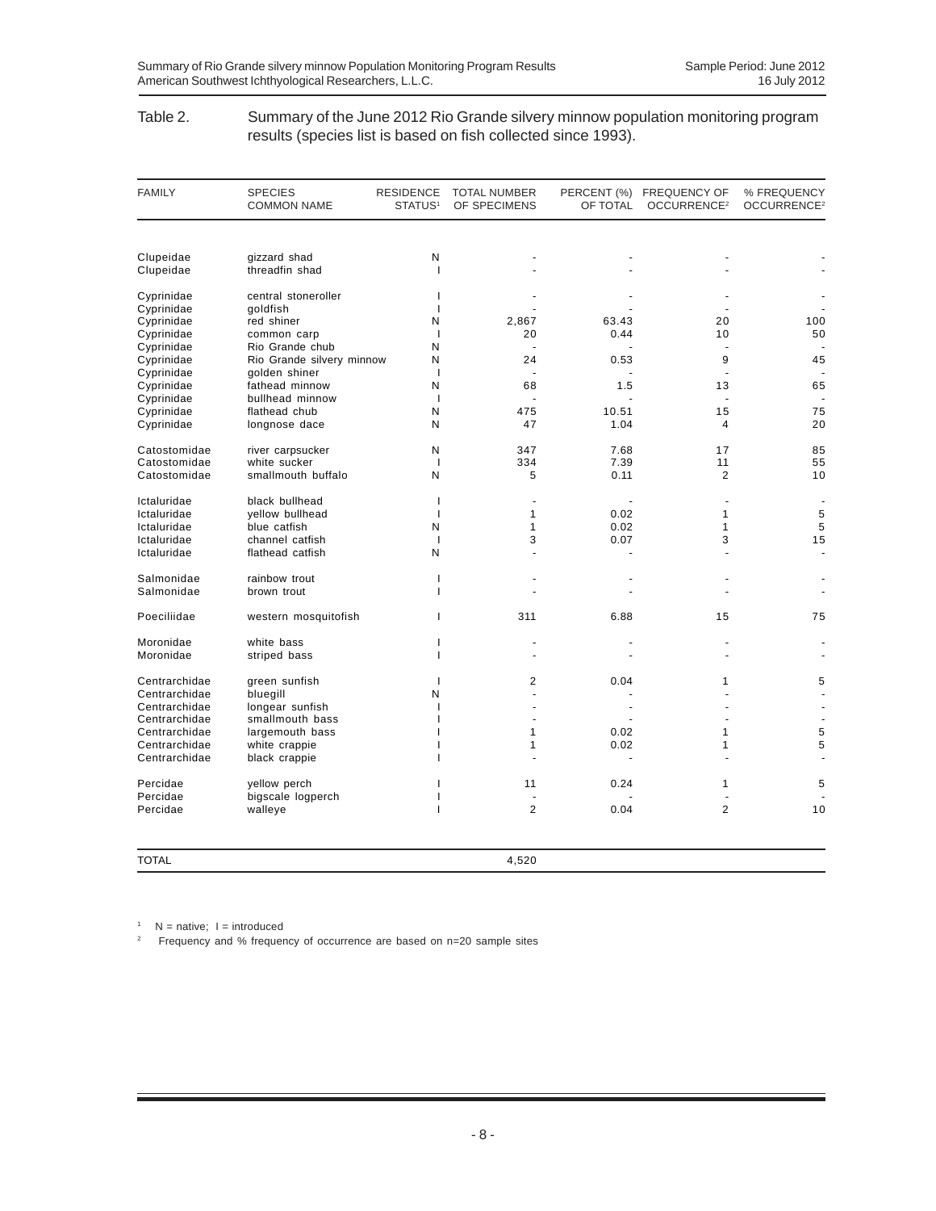Table 2. Summary of the June 2012 Rio Grande silvery minnow population monitoring program results (species list is based on fish collected since 1993).

| FAMILY | SPECIES COMMON NAME | RESIDENCE STATUS[1] | TOTAL NUMBER OF SPECIMENS | PERCENT (%) OF TOTAL | FREQUENCY OF OCCURRENCE[2] | % FREQUENCY OCCURRENCE[2] |
|---|---|---|---|---|---|---|
| Clupeidae | gizzard shad | N | - | - | - | - |
| Clupeidae | threadfin shad | I | - | - | - | - |
| Cyprinidae | central stoneroller | I | - | - | - | - |
| Cyprinidae | goldfish | I | - | - | - | - |
| Cyprinidae | red shiner | N | 2,867 | 63.43 | 20 | 100 |
| Cyprinidae | common carp | I | 20 | 0.44 | 10 | 50 |
| Cyprinidae | Rio Grande chub | N | - | - | - | - |
| Cyprinidae | Rio Grande silvery minnow | N | 24 | 0.53 | 9 | 45 |
| Cyprinidae | golden shiner | I | - | - | - | - |
| Cyprinidae | fathead minnow | N | 68 | 1.5 | 13 | 65 |
| Cyprinidae | bullhead minnow | I | - | - | - | - |
| Cyprinidae | flathead chub | N | 475 | 10.51 | 15 | 75 |
| Cyprinidae | longnose dace | N | 47 | 1.04 | 4 | 20 |
| Catostomidae | river carpsucker | N | 347 | 7.68 | 17 | 85 |
| Catostomidae | white sucker | I | 334 | 7.39 | 11 | 55 |
| Catostomidae | smallmouth buffalo | N | 5 | 0.11 | 2 | 10 |
| Ictaluridae | black bullhead | I | - | - | - | - |
| Ictaluridae | yellow bullhead | I | 1 | 0.02 | 1 | 5 |
| Ictaluridae | blue catfish | N | 1 | 0.02 | 1 | 5 |
| Ictaluridae | channel catfish | I | 3 | 0.07 | 3 | 15 |
| Ictaluridae | flathead catfish | N | - | - | - | - |
| Salmonidae | rainbow trout | I | - | - | - | - |
| Salmonidae | brown trout | I | - | - | - | - |
| Poeciliidae | western mosquitofish | I | 311 | 6.88 | 15 | 75 |
| Moronidae | white bass | I | - | - | - | - |
| Moronidae | striped bass | I | - | - | - | - |
| Centrarchidae | green sunfish | I | 2 | 0.04 | 1 | 5 |
| Centrarchidae | bluegill | N | - | - | - | - |
| Centrarchidae | longear sunfish | I | - | - | - | - |
| Centrarchidae | smallmouth bass | I | - | - | - | - |
| Centrarchidae | largemouth bass | I | 1 | 0.02 | 1 | 5 |
| Centrarchidae | white crappie | I | 1 | 0.02 | 1 | 5 |
| Centrarchidae | black crappie | I | - | - | - | - |
| Percidae | yellow perch | I | 11 | 0.24 | 1 | 5 |
| Percidae | bigscale logperch | I | - | - | - | - |
| Percidae | walleye | I | 2 | 0.04 | 2 | 10 |
| TOTAL | | | 4,520 | | | |

[1] N = native; I = introduced

[2] Frequency and % frequency of occurrence are based on n=20 sample sites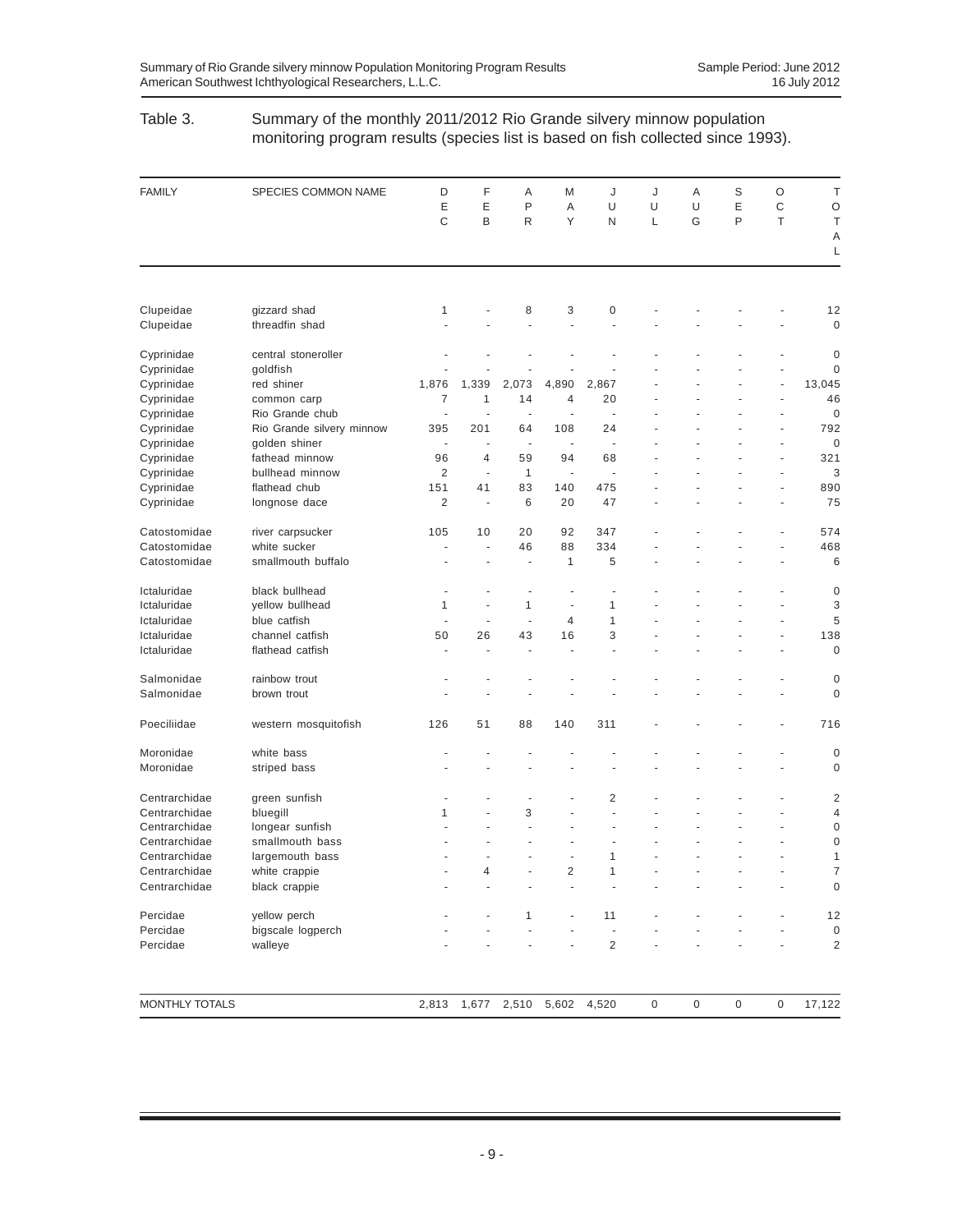Table 3. Summary of the monthly 2011/2012 Rio Grande silvery minnow population monitoring program results (species list is based on fish collected since 1993).

| FAMILY | SPECIES COMMON NAME | DEC | FEB | APR | MAY | JUN | JUL | AUG | SEP | OCT | TOTAL |
|---|---|---|---|---|---|---|---|---|---|---|---|
| Clupeidae | gizzard shad | 1 | - | 8 | 3 | 0 | - | - | - | - | 12 |
| Clupeidae | threadfin shad | - | - | - | - | - | - | - | - | - | 0 |
| Cyprinidae | central stoneroller | - | - | - | - | - | - | - | - | - | 0 |
| Cyprinidae | goldfish | - | - | - | - | - | - | - | - | - | 0 |
| Cyprinidae | red shiner | 1,876 | 1,339 | 2,073 | 4,890 | 2,867 | - | - | - | - | 13,045 |
| Cyprinidae | common carp | 7 | 1 | 14 | 4 | 20 | - | - | - | - | 46 |
| Cyprinidae | Rio Grande chub | - | - | - | - | - | - | - | - | - | 0 |
| Cyprinidae | Rio Grande silvery minnow | 395 | 201 | 64 | 108 | 24 | - | - | - | - | 792 |
| Cyprinidae | golden shiner | - | - | - | - | - | - | - | - | - | 0 |
| Cyprinidae | fathead minnow | 96 | 4 | 59 | 94 | 68 | - | - | - | - | 321 |
| Cyprinidae | bullhead minnow | 2 | - | 1 | - | - | - | - | - | - | 3 |
| Cyprinidae | flathead chub | 151 | 41 | 83 | 140 | 475 | - | - | - | - | 890 |
| Cyprinidae | longnose dace | 2 | - | 6 | 20 | 47 | - | - | - | - | 75 |
| Catostomidae | river carpsucker | 105 | 10 | 20 | 92 | 347 | - | - | - | - | 574 |
| Catostomidae | white sucker | - | - | 46 | 88 | 334 | - | - | - | - | 468 |
| Catostomidae | smallmouth buffalo | - | - | - | 1 | 5 | - | - | - | - | 6 |
| Ictaluridae | black bullhead | - | - | - | - | - | - | - | - | - | 0 |
| Ictaluridae | yellow bullhead | 1 | - | 1 | - | 1 | - | - | - | - | 3 |
| Ictaluridae | blue catfish | - | - | - | 4 | 1 | - | - | - | - | 5 |
| Ictaluridae | channel catfish | 50 | 26 | 43 | 16 | 3 | - | - | - | - | 138 |
| Ictaluridae | flathead catfish | - | - | - | - | - | - | - | - | - | 0 |
| Salmonidae | rainbow trout | - | - | - | - | - | - | - | - | - | 0 |
| Salmonidae | brown trout | - | - | - | - | - | - | - | - | - | 0 |
| Poeciliidae | western mosquitofish | 126 | 51 | 88 | 140 | 311 | - | - | - | - | 716 |
| Moronidae | white bass | - | - | - | - | - | - | - | - | - | 0 |
| Moronidae | striped bass | - | - | - | - | - | - | - | - | - | 0 |
| Centrarchidae | green sunfish | - | - | - | - | 2 | - | - | - | - | 2 |
| Centrarchidae | bluegill | 1 | - | 3 | - | - | - | - | - | - | 4 |
| Centrarchidae | longear sunfish | - | - | - | - | - | - | - | - | - | 0 |
| Centrarchidae | smallmouth bass | - | - | - | - | - | - | - | - | - | 0 |
| Centrarchidae | largemouth bass | - | - | - | - | 1 | - | - | - | - | 1 |
| Centrarchidae | white crappie | - | 4 | - | 2 | 1 | - | - | - | - | 7 |
| Centrarchidae | black crappie | - | - | - | - | - | - | - | - | - | 0 |
| Percidae | yellow perch | - | - | 1 | - | 11 | - | - | - | - | 12 |
| Percidae | bigscale logperch | - | - | - | - | - | - | - | - | - | 0 |
| Percidae | walleye | - | - | - | - | 2 | - | - | - | - | 2 |
| MONTHLY TOTALS | | 2,813 | 1,677 | 2,510 | 5,602 | 4,520 | 0 | 0 | 0 | 0 | 17,122 |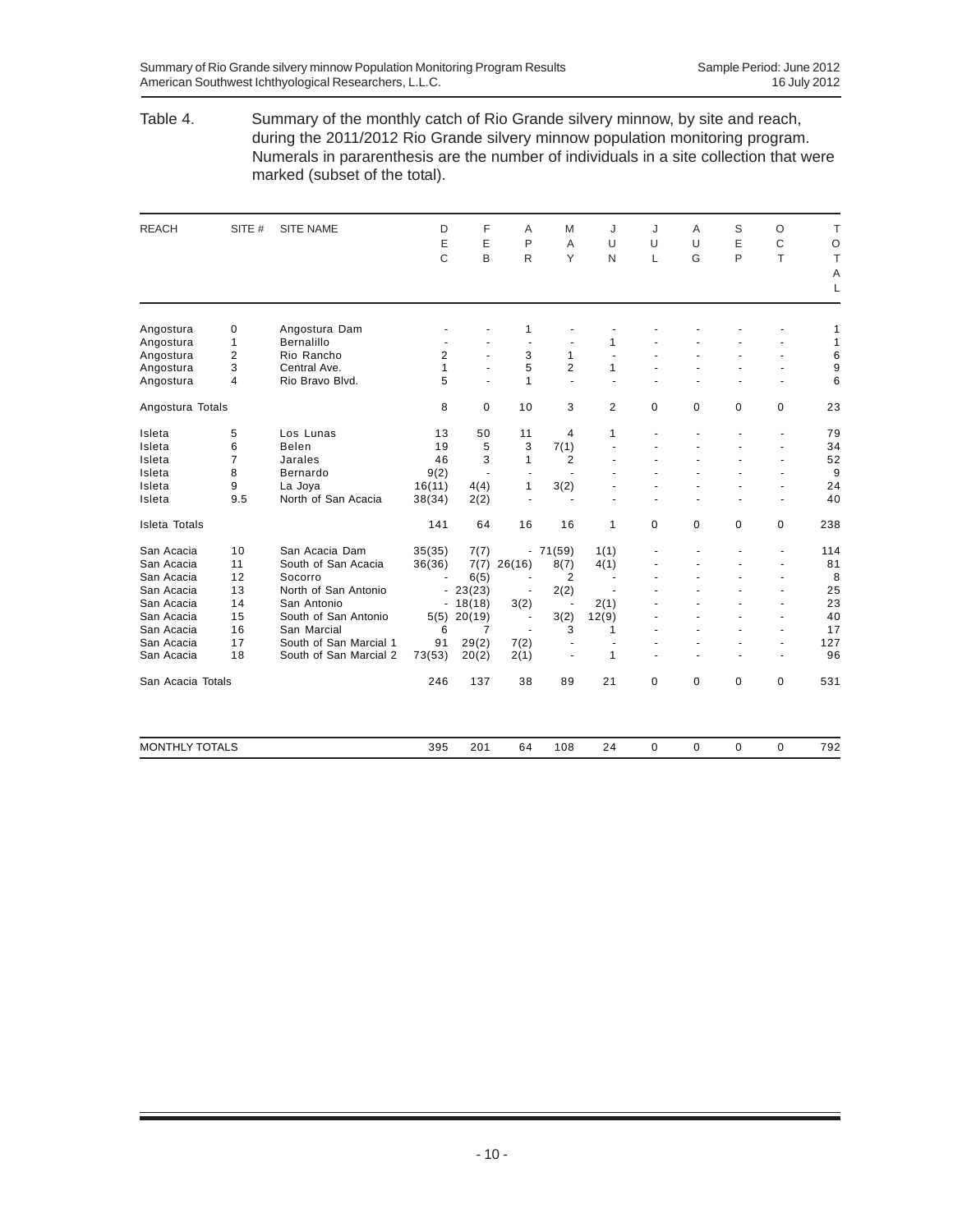Table 4. Summary of the monthly catch of Rio Grande silvery minnow, by site and reach, during the 2011/2012 Rio Grande silvery minnow population monitoring program. Numerals in pararenthesis are the number of individuals in a site collection that were marked (subset of the total).

| REACH | SITE # | SITE NAME | DEC | FEB | APR | MAY | JUN | JUL | AUG | SEP | OCT | TOTAL |
|---|---|---|---|---|---|---|---|---|---|---|---|---|
| Angostura | 0 | Angostura Dam | - | - | 1 | - | - | - | - | - | - | 1 |
| Angostura | 1 | Bernalillo | - | - | - | - | 1 | - | - | - | - | 1 |
| Angostura | 2 | Rio Rancho | 2 | - | 3 | 1 | - | - | - | - | - | 6 |
| Angostura | 3 | Central Ave. | 1 | - | 5 | 2 | 1 | - | - | - | - | 9 |
| Angostura | 4 | Rio Bravo Blvd. | 5 | - | 1 | - | - | - | - | - | - | 6 |
| Angostura Totals | | | 8 | 0 | 10 | 3 | 2 | 0 | 0 | 0 | 0 | 23 |
| Isleta | 5 | Los Lunas | 13 | 50 | 11 | 4 | 1 | - | - | - | - | 79 |
| Isleta | 6 | Belen | 19 | 5 | 3 | 7(1) | - | - | - | - | - | 34 |
| Isleta | 7 | Jarales | 46 | 3 | 1 | 2 | - | - | - | - | - | 52 |
| Isleta | 8 | Bernardo | 9(2) | - | - | - | - | - | - | - | - | 9 |
| Isleta | 9 | La Joya | 16(11) | 4(4) | 1 | 3(2) | - | - | - | - | - | 24 |
| Isleta | 9.5 | North of San Acacia | 38(34) | 2(2) | - | - | - | - | - | - | - | 40 |
| Isleta Totals | | | 141 | 64 | 16 | 16 | 1 | 0 | 0 | 0 | 0 | 238 |
| San Acacia | 10 | San Acacia Dam | 35(35) | 7(7) | - | 71(59) | 1(1) | - | - | - | - | 114 |
| San Acacia | 11 | South of San Acacia | 36(36) | 7(7) | 26(16) | 8(7) | 4(1) | - | - | - | - | 81 |
| San Acacia | 12 | Socorro | - | 6(5) | - | 2 | - | - | - | - | - | 8 |
| San Acacia | 13 | North of San Antonio | - | 23(23) | - | 2(2) | - | - | - | - | - | 25 |
| San Acacia | 14 | San Antonio | - | 18(18) | 3(2) | - | 2(1) | - | - | - | - | 23 |
| San Acacia | 15 | South of San Antonio | 5(5) | 20(19) | - | 3(2) | 12(9) | - | - | - | - | 40 |
| San Acacia | 16 | San Marcial | 6 | 7 | - | 3 | 1 | - | - | - | - | 17 |
| San Acacia | 17 | South of San Marcial 1 | 91 | 29(2) | 7(2) | - | - | - | - | - | - | 127 |
| San Acacia | 18 | South of San Marcial 2 | 73(53) | 20(2) | 2(1) | - | 1 | - | - | - | - | 96 |
| San Acacia Totals | | | 246 | 137 | 38 | 89 | 21 | 0 | 0 | 0 | 0 | 531 |
| MONTHLY TOTALS | | | 395 | 201 | 64 | 108 | 24 | 0 | 0 | 0 | 0 | 792 |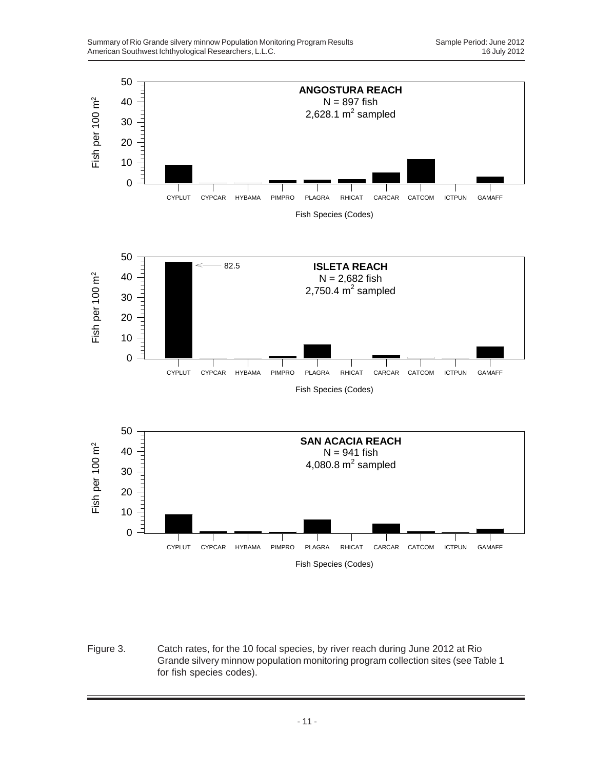Figure 3. Catch rates, for the 10 focal species, by river reach during June 2012 at Rio Grande silvery minnow population monitoring program collection sites (see Table 1 for fish species codes).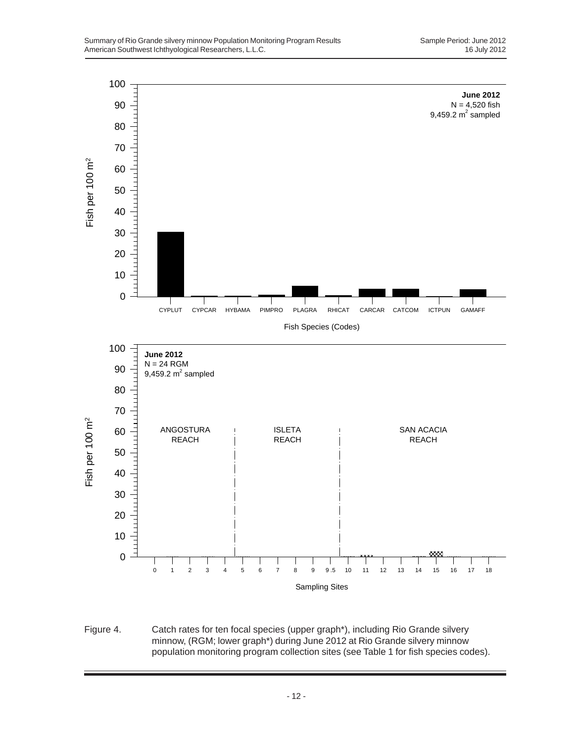Figure 4. Catch rates for ten focal species (upper graph*), including Rio Grande silvery minnow, (RGM; lower graph*) during June 2012 at Rio Grande silvery minnow population monitoring program collection sites (see Table 1 for fish species codes).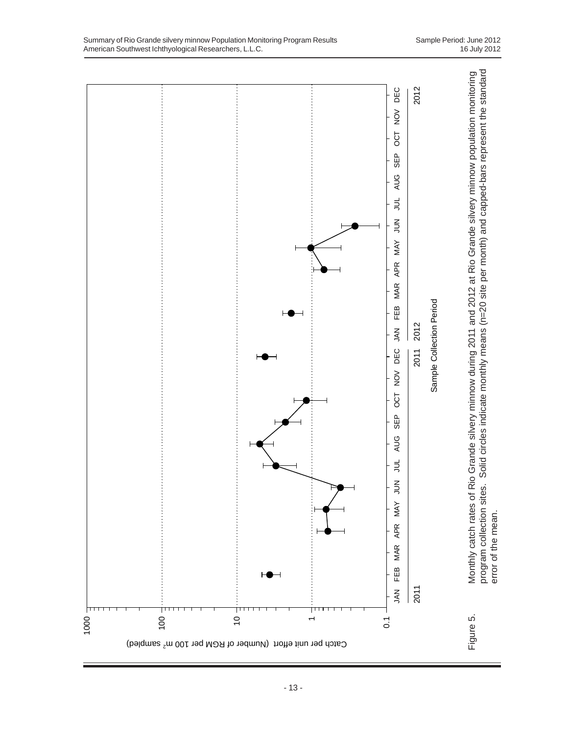Catch per unit effort (Number of RGM per 100 $m^2$ sampled)

1000

100

10

1

0.1

JAN FEB MAR APR MAY JUN JUL AUG SEP OCT NOV DEC JAN FEB MAR APR MAY JUN JUL AUG SEP OCT NOV DEC

2011 | 2011 2012 | 2012

Sample Collection Period

Figure 5. Monthly catch rates of Rio Grande silvery minnow during 2011 and 2012 at Rio Grande silvery minnow population monitoring program collection sites. Solid circles indicate monthly means (n=20 site per month) and capped-bars represent the standard error of the mean.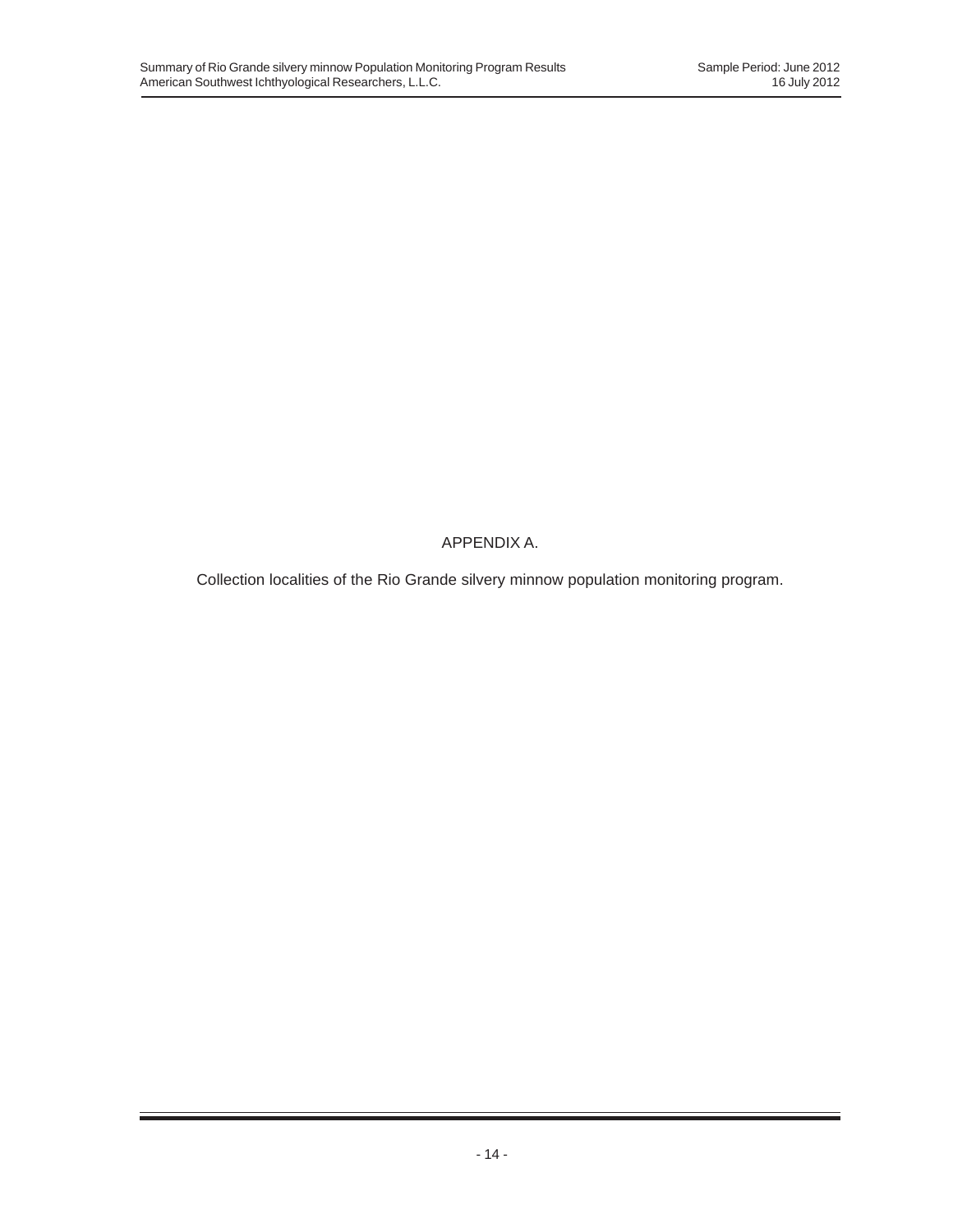# APPENDIX A.

Collection localities of the Rio Grande silvery minnow population monitoring program.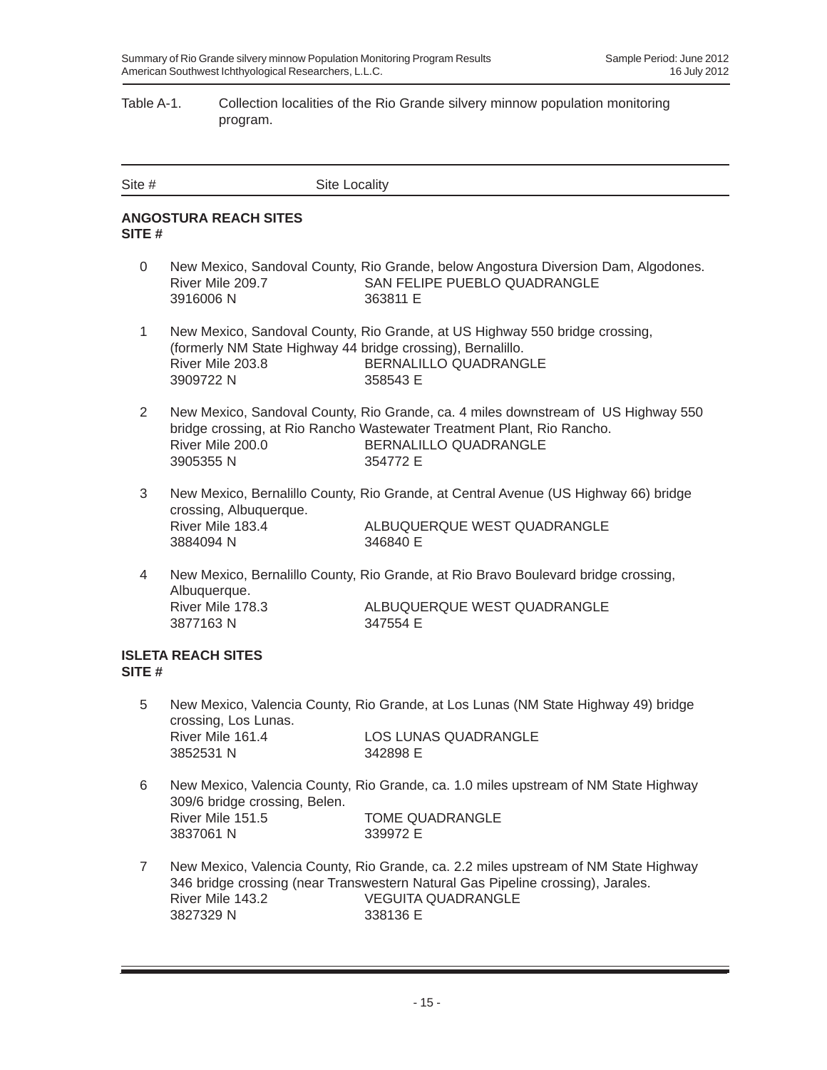Table A-1. Collection localities of the Rio Grande silvery minnow population monitoring program.

| Site # | Site Locality |
|---|---|

**ANGOSTURA REACH SITES**
**SITE #**

0 New Mexico, Sandoval County, Rio Grande, below Angostura Diversion Dam, Algodones.
River Mile 209.7 — SAN FELIPE PUEBLO QUADRANGLE
3916006 N — 363811 E

1 New Mexico, Sandoval County, Rio Grande, at US Highway 550 bridge crossing, (formerly NM State Highway 44 bridge crossing), Bernalillo.
River Mile 203.8 — BERNALILLO QUADRANGLE
3909722 N — 358543 E

2 New Mexico, Sandoval County, Rio Grande, ca. 4 miles downstream of US Highway 550 bridge crossing, at Rio Rancho Wastewater Treatment Plant, Rio Rancho.
River Mile 200.0 — BERNALILLO QUADRANGLE
3905355 N — 354772 E

3 New Mexico, Bernalillo County, Rio Grande, at Central Avenue (US Highway 66) bridge crossing, Albuquerque.
River Mile 183.4 — ALBUQUERQUE WEST QUADRANGLE
3884094 N — 346840 E

4 New Mexico, Bernalillo County, Rio Grande, at Rio Bravo Boulevard bridge crossing, Albuquerque.
River Mile 178.3 — ALBUQUERQUE WEST QUADRANGLE
3877163 N — 347554 E

**ISLETA REACH SITES**
**SITE #**

5 New Mexico, Valencia County, Rio Grande, at Los Lunas (NM State Highway 49) bridge crossing, Los Lunas.
River Mile 161.4 — LOS LUNAS QUADRANGLE
3852531 N — 342898 E

6 New Mexico, Valencia County, Rio Grande, ca. 1.0 miles upstream of NM State Highway 309/6 bridge crossing, Belen.
River Mile 151.5 — TOME QUADRANGLE
3837061 N — 339972 E

7 New Mexico, Valencia County, Rio Grande, ca. 2.2 miles upstream of NM State Highway 346 bridge crossing (near Transwestern Natural Gas Pipeline crossing), Jarales.
River Mile 143.2 — VEGUITA QUADRANGLE
3827329 N — 338136 E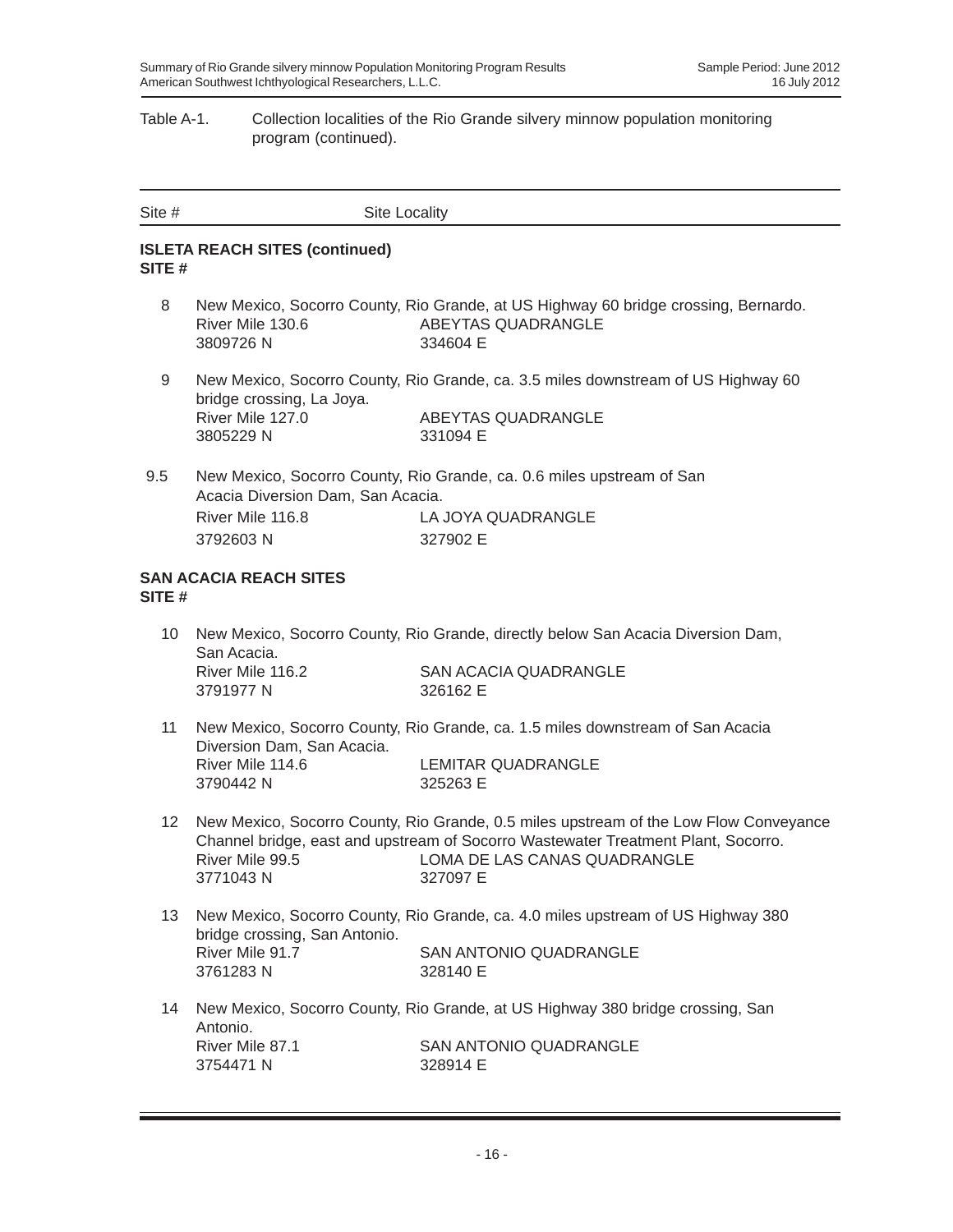Table A-1. Collection localities of the Rio Grande silvery minnow population monitoring program (continued).

| Site # | Site Locality |
|---|---|

**ISLETA REACH SITES (continued)**
**SITE #**

8 New Mexico, Socorro County, Rio Grande, at US Highway 60 bridge crossing, Bernardo.
River Mile 130.6 ABEYTAS QUADRANGLE
3809726 N 334604 E

9 New Mexico, Socorro County, Rio Grande, ca. 3.5 miles downstream of US Highway 60 bridge crossing, La Joya.
River Mile 127.0 ABEYTAS QUADRANGLE
3805229 N 331094 E

9.5 New Mexico, Socorro County, Rio Grande, ca. 0.6 miles upstream of San Acacia Diversion Dam, San Acacia.
River Mile 116.8 LA JOYA QUADRANGLE
3792603 N 327902 E

**SAN ACACIA REACH SITES**
**SITE #**

10 New Mexico, Socorro County, Rio Grande, directly below San Acacia Diversion Dam, San Acacia.
River Mile 116.2 SAN ACACIA QUADRANGLE
3791977 N 326162 E

11 New Mexico, Socorro County, Rio Grande, ca. 1.5 miles downstream of San Acacia Diversion Dam, San Acacia.
River Mile 114.6 LEMITAR QUADRANGLE
3790442 N 325263 E

12 New Mexico, Socorro County, Rio Grande, 0.5 miles upstream of the Low Flow Conveyance Channel bridge, east and upstream of Socorro Wastewater Treatment Plant, Socorro.
River Mile 99.5 LOMA DE LAS CANAS QUADRANGLE
3771043 N 327097 E

13 New Mexico, Socorro County, Rio Grande, ca. 4.0 miles upstream of US Highway 380 bridge crossing, San Antonio.
River Mile 91.7 SAN ANTONIO QUADRANGLE
3761283 N 328140 E

14 New Mexico, Socorro County, Rio Grande, at US Highway 380 bridge crossing, San Antonio.
River Mile 87.1 SAN ANTONIO QUADRANGLE
3754471 N 328914 E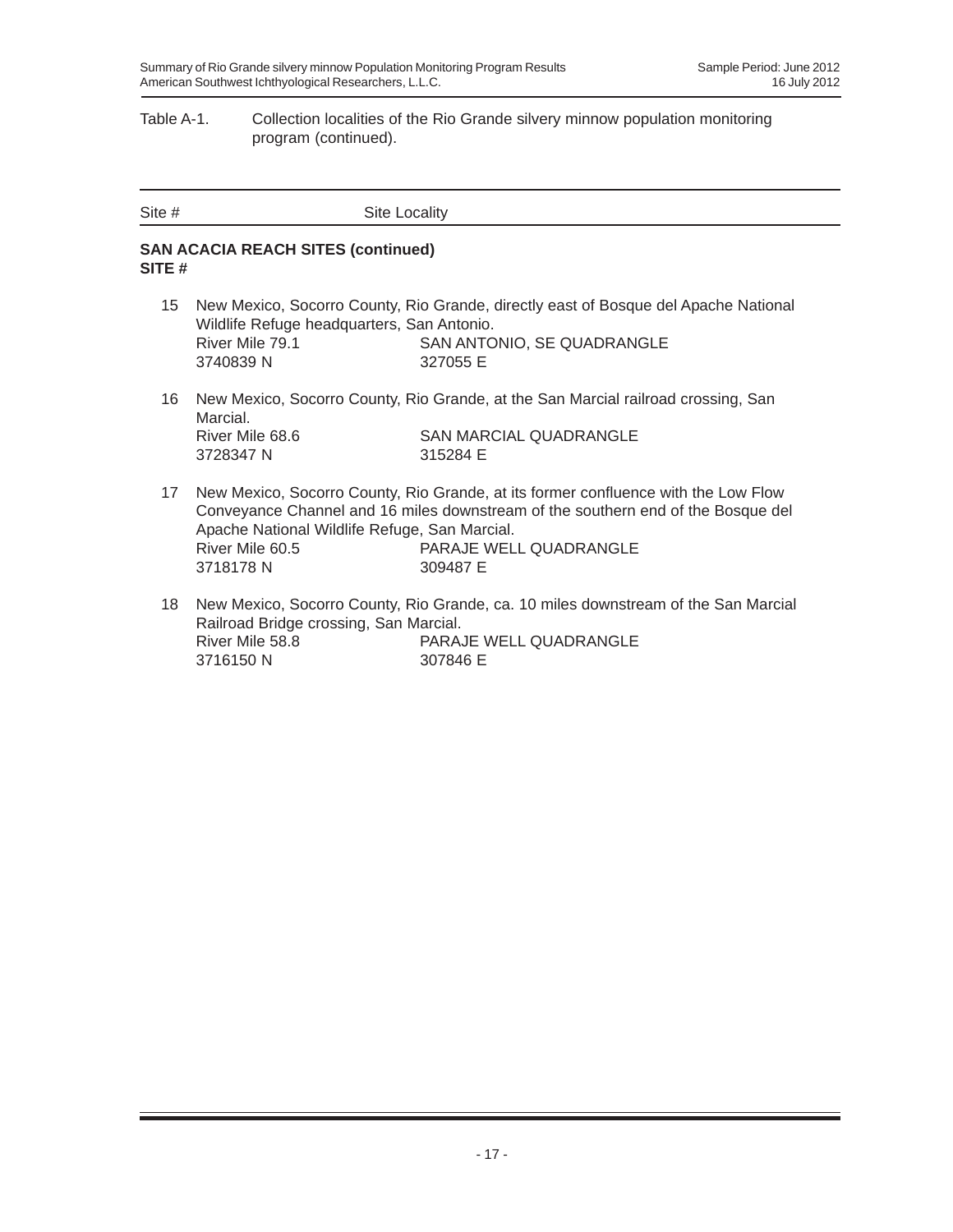Table A-1. Collection localities of the Rio Grande silvery minnow population monitoring program (continued).

| Site # | Site Locality |
| --- | --- |

**SAN ACACIA REACH SITES (continued)**
**SITE #**

15 New Mexico, Socorro County, Rio Grande, directly east of Bosque del Apache National Wildlife Refuge headquarters, San Antonio.
River Mile 79.1 SAN ANTONIO, SE QUADRANGLE
3740839 N 327055 E

16 New Mexico, Socorro County, Rio Grande, at the San Marcial railroad crossing, San Marcial.
River Mile 68.6 SAN MARCIAL QUADRANGLE
3728347 N 315284 E

17 New Mexico, Socorro County, Rio Grande, at its former confluence with the Low Flow Conveyance Channel and 16 miles downstream of the southern end of the Bosque del Apache National Wildlife Refuge, San Marcial.
River Mile 60.5 PARAJE WELL QUADRANGLE
3718178 N 309487 E

18 New Mexico, Socorro County, Rio Grande, ca. 10 miles downstream of the San Marcial Railroad Bridge crossing, San Marcial.
River Mile 58.8 PARAJE WELL QUADRANGLE
3716150 N 307846 E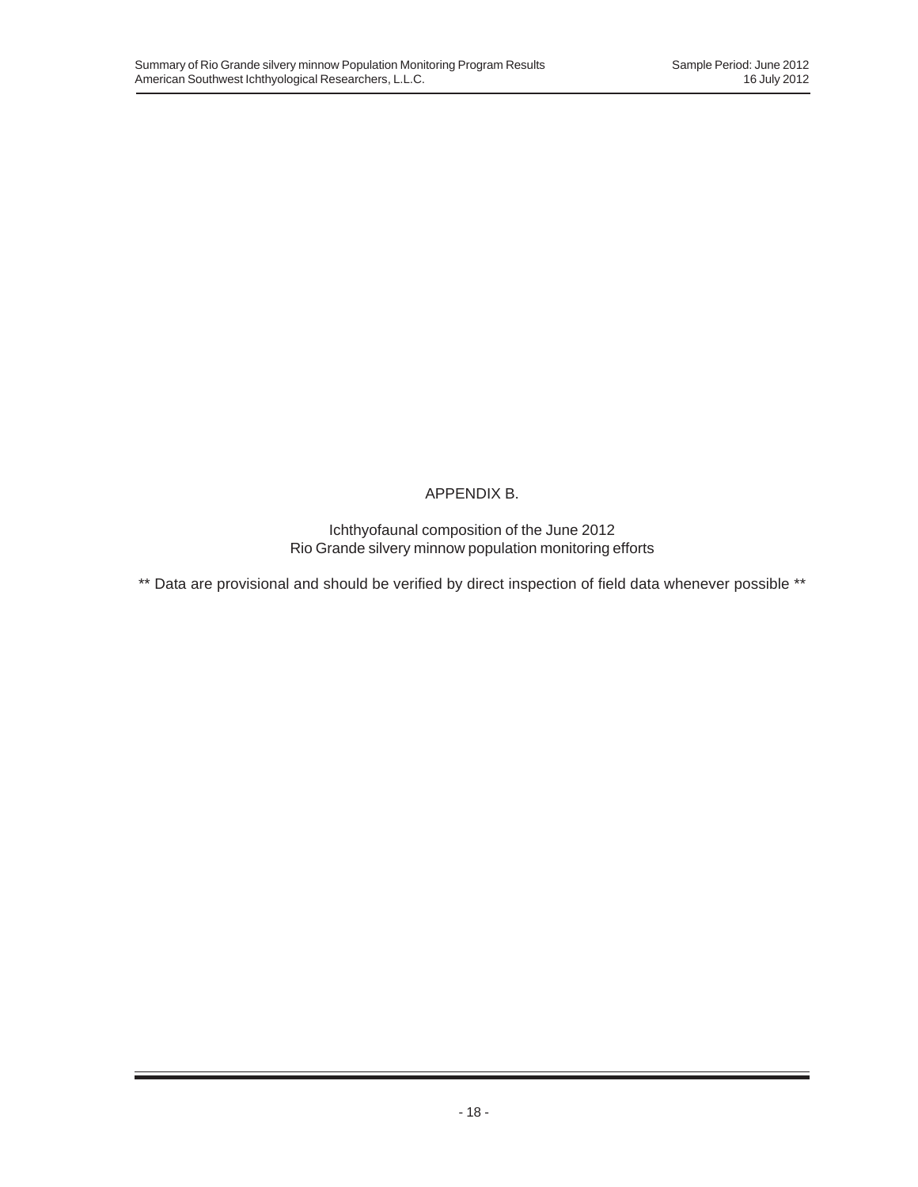# APPENDIX B.

Ichthyofaunal composition of the June 2012
Rio Grande silvery minnow population monitoring efforts

** Data are provisional and should be verified by direct inspection of field data whenever possible **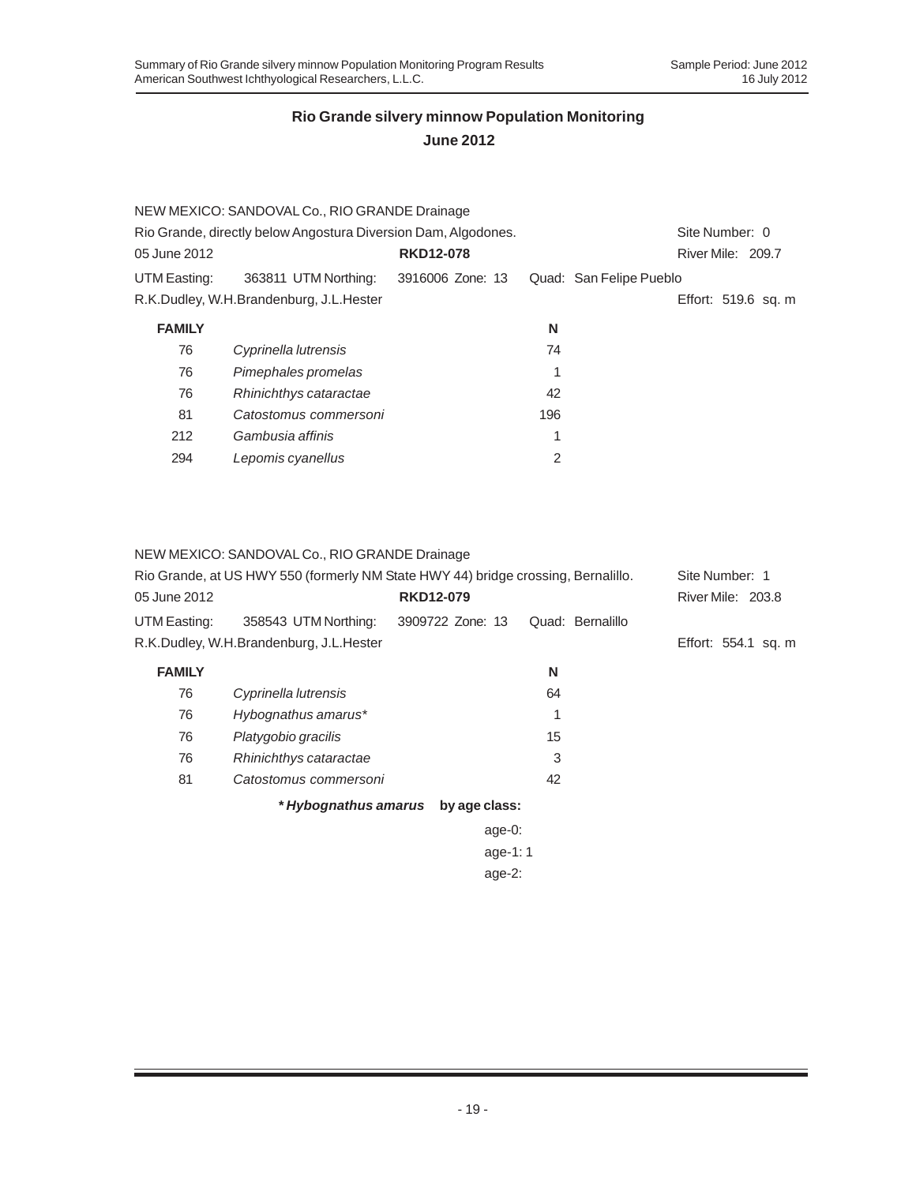## Rio Grande silvery minnow Population Monitoring

## June 2012

NEW MEXICO: SANDOVAL Co., RIO GRANDE Drainage

Rio Grande, directly below Angostura Diversion Dam, Algodones. Site Number: 0

05 June 2012 **RKD12-078** River Mile: 209.7

UTM Easting: 363811 UTM Northing: 3916006 Zone: 13 Quad: San Felipe Pueblo

R.K.Dudley, W.H.Brandenburg, J.L.Hester Effort: 519.6 sq. m

| FAMILY | | N |
|---|---|---|
| 76 | *Cyprinella lutrensis* | 74 |
| 76 | *Pimephales promelas* | 1 |
| 76 | *Rhinichthys cataractae* | 42 |
| 81 | *Catostomus commersoni* | 196 |
| 212 | *Gambusia affinis* | 1 |
| 294 | *Lepomis cyanellus* | 2 |

NEW MEXICO: SANDOVAL Co., RIO GRANDE Drainage

Rio Grande, at US HWY 550 (formerly NM State HWY 44) bridge crossing, Bernalillo. Site Number: 1

05 June 2012 **RKD12-079** River Mile: 203.8

UTM Easting: 358543 UTM Northing: 3909722 Zone: 13 Quad: Bernalillo

R.K.Dudley, W.H.Brandenburg, J.L.Hester Effort: 554.1 sq. m

| FAMILY | | N |
|---|---|---|
| 76 | *Cyprinella lutrensis* | 64 |
| 76 | *Hybognathus amarus** | 1 |
| 76 | *Platygobio gracilis* | 15 |
| 76 | *Rhinichthys cataractae* | 3 |
| 81 | *Catostomus commersoni* | 42 |

***Hybognathus amarus* by age class:**

age-0:
age-1: 1
age-2: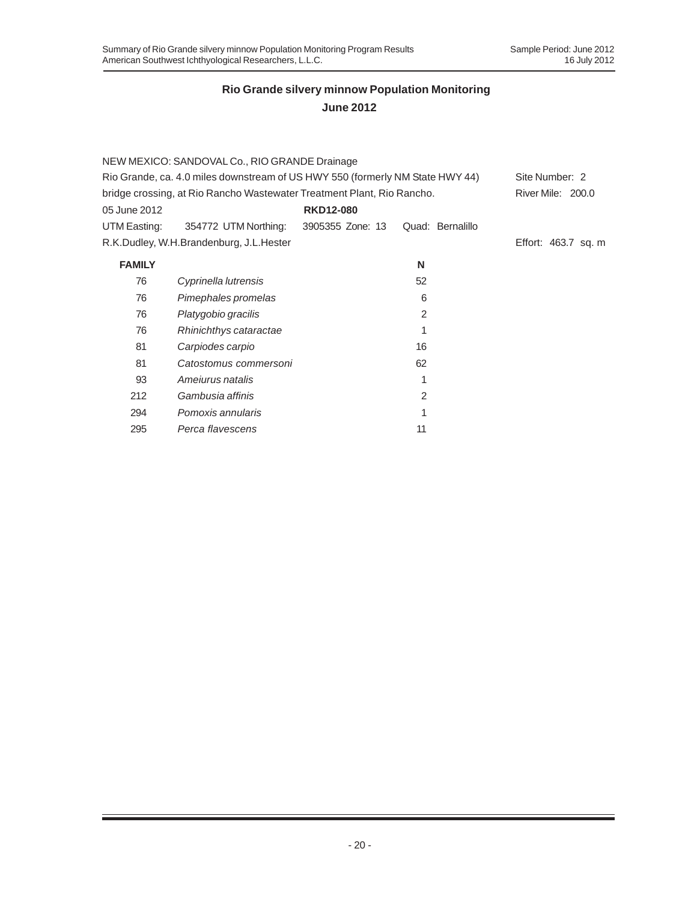## Rio Grande silvery minnow Population Monitoring

## June 2012

NEW MEXICO: SANDOVAL Co., RIO GRANDE Drainage

Rio Grande, ca. 4.0 miles downstream of US HWY 550 (formerly NM State HWY 44) bridge crossing, at Rio Rancho Wastewater Treatment Plant, Rio Rancho.

Site Number: 2
River Mile: 200.0

05 June 2012 **RKD12-080**

UTM Easting: 354772 UTM Northing: 3905355 Zone: 13 Quad: Bernalillo

R.K.Dudley, W.H.Brandenburg, J.L.Hester

Effort: 463.7 sq. m

| FAMILY | | N |
|---|---|---|
| 76 | *Cyprinella lutrensis* | 52 |
| 76 | *Pimephales promelas* | 6 |
| 76 | *Platygobio gracilis* | 2 |
| 76 | *Rhinichthys cataractae* | 1 |
| 81 | *Carpiodes carpio* | 16 |
| 81 | *Catostomus commersoni* | 62 |
| 93 | *Ameiurus natalis* | 1 |
| 212 | *Gambusia affinis* | 2 |
| 294 | *Pomoxis annularis* | 1 |
| 295 | *Perca flavescens* | 11 |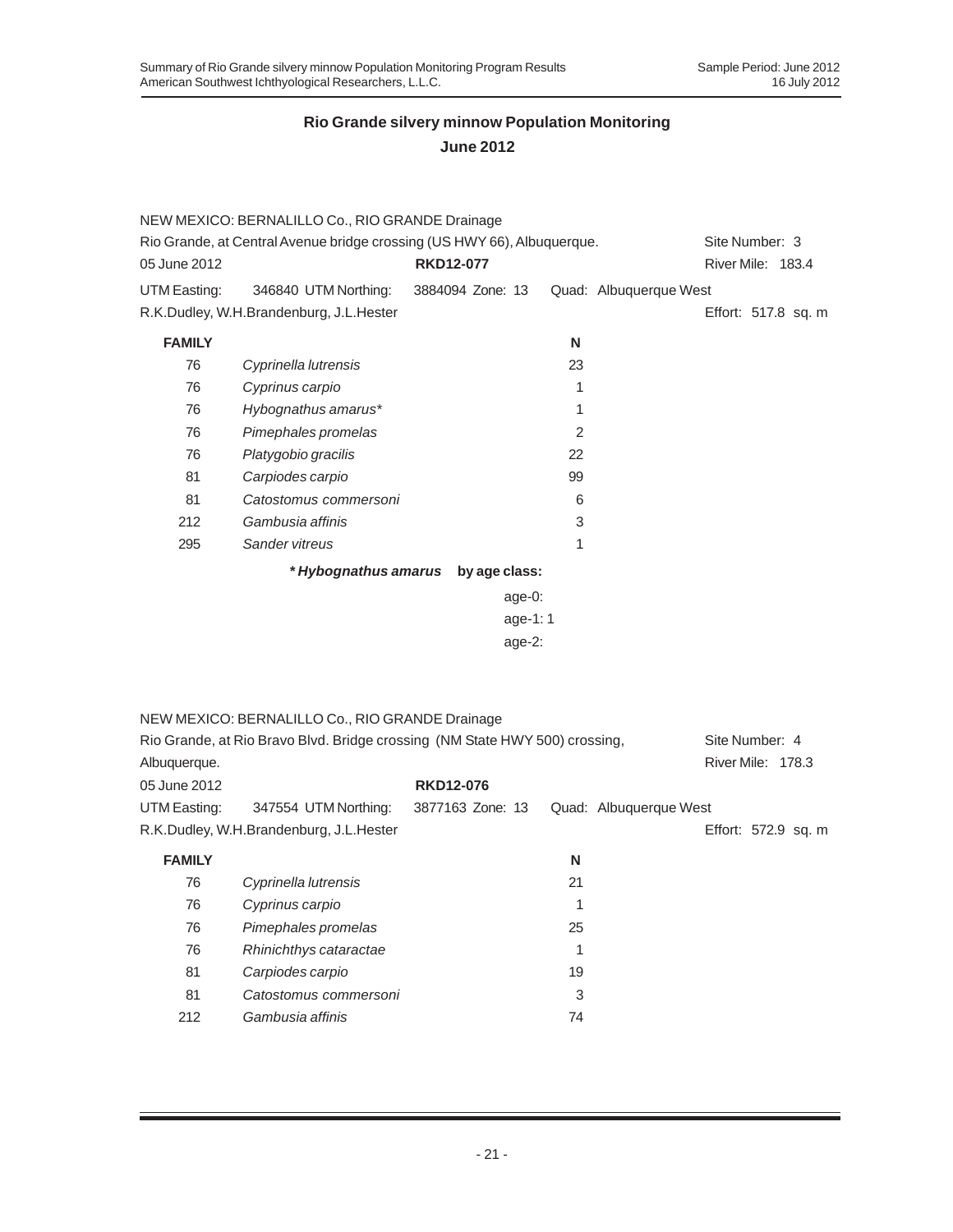## Rio Grande silvery minnow Population Monitoring
## June 2012

NEW MEXICO: BERNALILLO Co., RIO GRANDE Drainage
Rio Grande, at Central Avenue bridge crossing (US HWY 66), Albuquerque. Site Number: 3
05 June 2012 **RKD12-077** River Mile: 183.4
UTM Easting: 346840 UTM Northing: 3884094 Zone: 13 Quad: Albuquerque West
R.K.Dudley, W.H.Brandenburg, J.L.Hester Effort: 517.8 sq. m

| FAMILY | | N |
|---|---|---|
| 76 | *Cyprinella lutrensis* | 23 |
| 76 | *Cyprinus carpio* | 1 |
| 76 | *Hybognathus amarus** | 1 |
| 76 | *Pimephales promelas* | 2 |
| 76 | *Platygobio gracilis* | 22 |
| 81 | *Carpiodes carpio* | 99 |
| 81 | *Catostomus commersoni* | 6 |
| 212 | *Gambusia affinis* | 3 |
| 295 | *Sander vitreus* | 1 |

***Hybognathus amarus* by age class:**

age-0:
age-1: 1
age-2:

NEW MEXICO: BERNALILLO Co., RIO GRANDE Drainage
Rio Grande, at Rio Bravo Blvd. Bridge crossing (NM State HWY 500) crossing, Albuquerque. Site Number: 4
River Mile: 178.3
05 June 2012 **RKD12-076**
UTM Easting: 347554 UTM Northing: 3877163 Zone: 13 Quad: Albuquerque West
R.K.Dudley, W.H.Brandenburg, J.L.Hester Effort: 572.9 sq. m

| FAMILY | | N |
|---|---|---|
| 76 | *Cyprinella lutrensis* | 21 |
| 76 | *Cyprinus carpio* | 1 |
| 76 | *Pimephales promelas* | 25 |
| 76 | *Rhinichthys cataractae* | 1 |
| 81 | *Carpiodes carpio* | 19 |
| 81 | *Catostomus commersoni* | 3 |
| 212 | *Gambusia affinis* | 74 |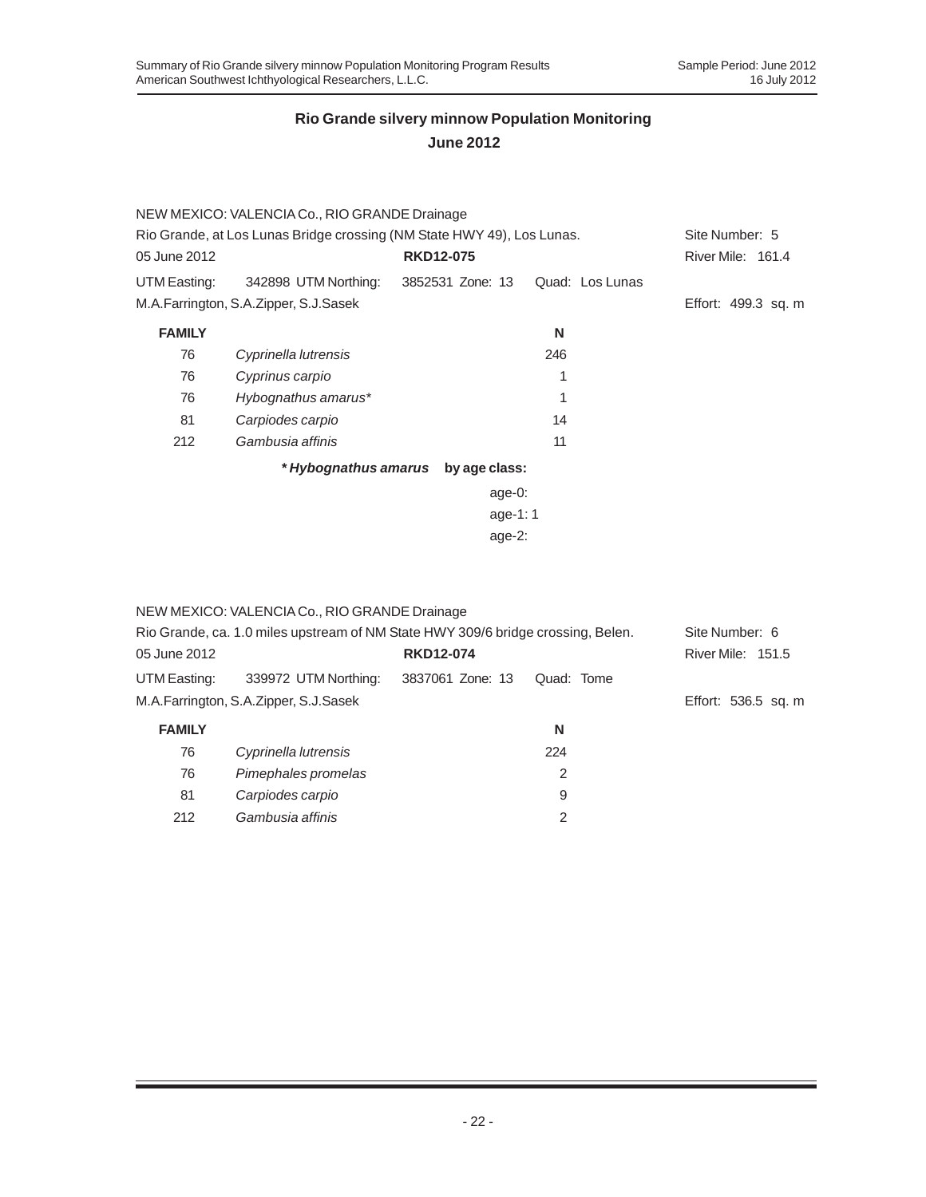## Rio Grande silvery minnow Population Monitoring
## June 2012

NEW MEXICO: VALENCIA Co., RIO GRANDE Drainage

Rio Grande, at Los Lunas Bridge crossing (NM State HWY 49), Los Lunas. Site Number: 5

05 June 2012 **RKD12-075** River Mile: 161.4

UTM Easting: 342898 UTM Northing: 3852531 Zone: 13 Quad: Los Lunas

M.A.Farrington, S.A.Zipper, S.J.Sasek Effort: 499.3 sq. m

| **FAMILY** | | **N** |
|---|---|---|
| 76 | *Cyprinella lutrensis* | 246 |
| 76 | *Cyprinus carpio* | 1 |
| 76 | *Hybognathus amarus** | 1 |
| 81 | *Carpiodes carpio* | 14 |
| 212 | *Gambusia affinis* | 11 |

***Hybognathus amarus* by age class:**

age-0:
age-1: 1
age-2:

NEW MEXICO: VALENCIA Co., RIO GRANDE Drainage

Rio Grande, ca. 1.0 miles upstream of NM State HWY 309/6 bridge crossing, Belen. Site Number: 6

05 June 2012 **RKD12-074** River Mile: 151.5

UTM Easting: 339972 UTM Northing: 3837061 Zone: 13 Quad: Tome

M.A.Farrington, S.A.Zipper, S.J.Sasek Effort: 536.5 sq. m

| **FAMILY** | | **N** |
|---|---|---|
| 76 | *Cyprinella lutrensis* | 224 |
| 76 | *Pimephales promelas* | 2 |
| 81 | *Carpiodes carpio* | 9 |
| 212 | *Gambusia affinis* | 2 |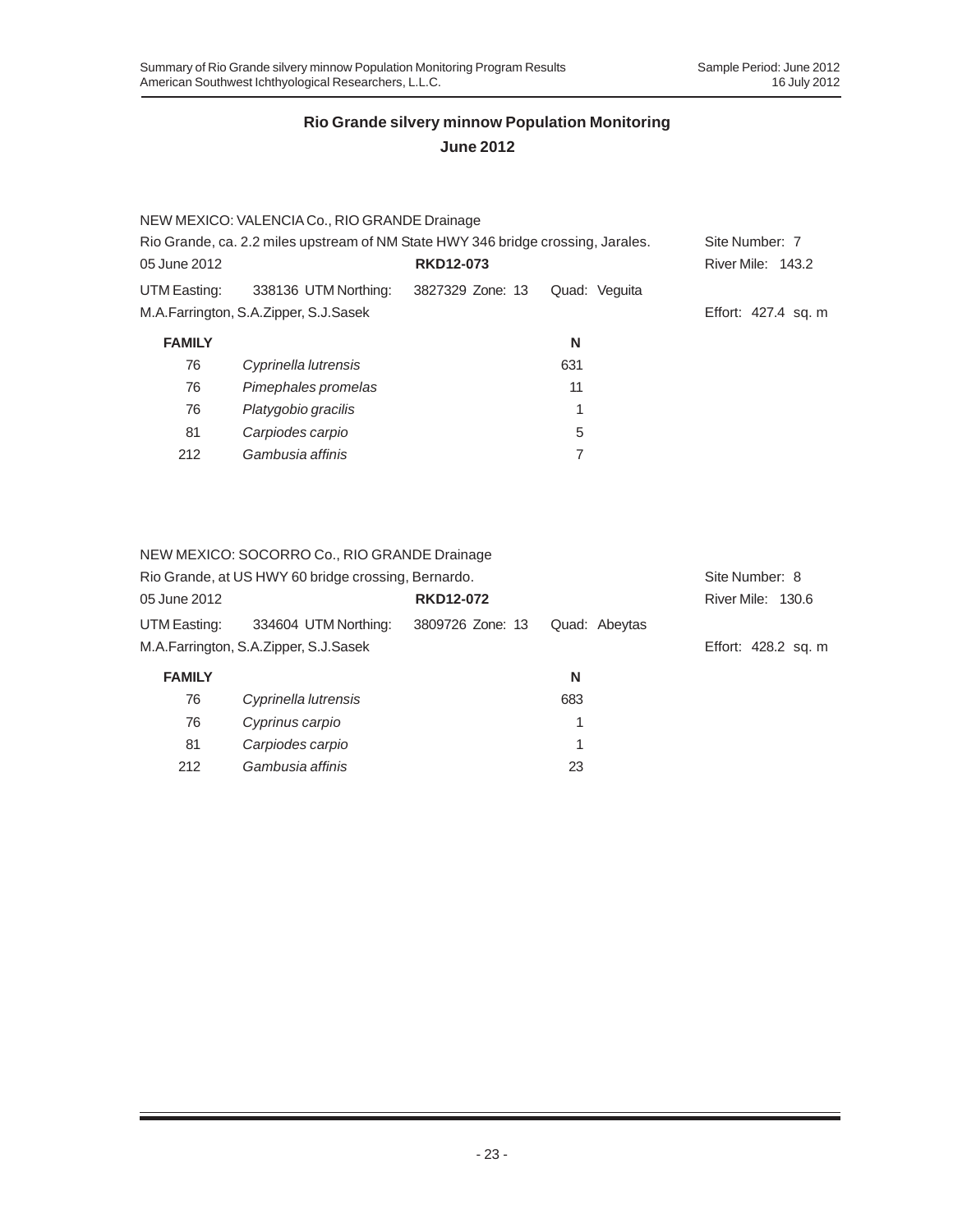## Rio Grande silvery minnow Population Monitoring
## June 2012

NEW MEXICO: VALENCIA Co., RIO GRANDE Drainage

Rio Grande, ca. 2.2 miles upstream of NM State HWY 346 bridge crossing, Jarales. Site Number: 7

05 June 2012 **RKD12-073** River Mile: 143.2

UTM Easting: 338136 UTM Northing: 3827329 Zone: 13 Quad: Veguita

M.A.Farrington, S.A.Zipper, S.J.Sasek Effort: 427.4 sq. m

| **FAMILY** | | **N** |
|---|---|---|
| 76 | *Cyprinella lutrensis* | 631 |
| 76 | *Pimephales promelas* | 11 |
| 76 | *Platygobio gracilis* | 1 |
| 81 | *Carpiodes carpio* | 5 |
| 212 | *Gambusia affinis* | 7 |

NEW MEXICO: SOCORRO Co., RIO GRANDE Drainage

Rio Grande, at US HWY 60 bridge crossing, Bernardo. Site Number: 8

05 June 2012 **RKD12-072** River Mile: 130.6

UTM Easting: 334604 UTM Northing: 3809726 Zone: 13 Quad: Abeytas

M.A.Farrington, S.A.Zipper, S.J.Sasek Effort: 428.2 sq. m

| **FAMILY** | | **N** |
|---|---|---|
| 76 | *Cyprinella lutrensis* | 683 |
| 76 | *Cyprinus carpio* | 1 |
| 81 | *Carpiodes carpio* | 1 |
| 212 | *Gambusia affinis* | 23 |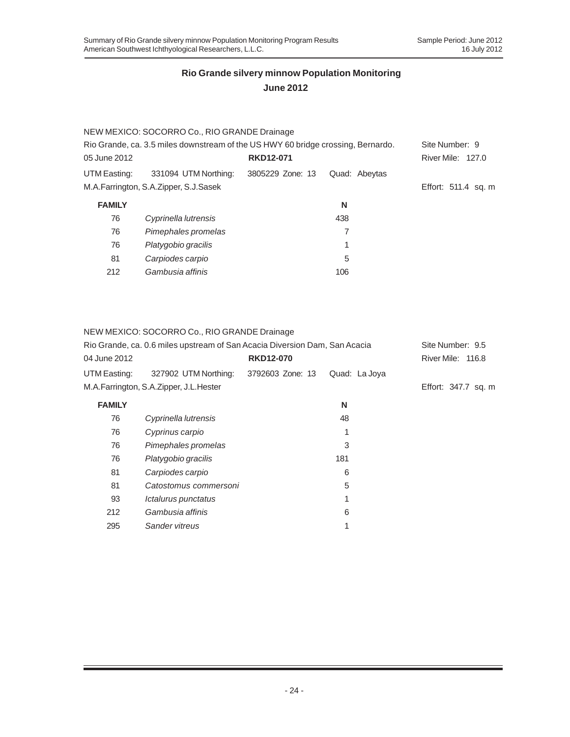## Rio Grande silvery minnow Population Monitoring
## June 2012

NEW MEXICO: SOCORRO Co., RIO GRANDE Drainage

Rio Grande, ca. 3.5 miles downstream of the US HWY 60 bridge crossing, Bernardo. Site Number: 9

05 June 2012 **RKD12-071** River Mile: 127.0

UTM Easting: 331094 UTM Northing: 3805229 Zone: 13 Quad: Abeytas

M.A.Farrington, S.A.Zipper, S.J.Sasek Effort: 511.4 sq. m

| FAMILY | | N |
|---|---|---|
| 76 | *Cyprinella lutrensis* | 438 |
| 76 | *Pimephales promelas* | 7 |
| 76 | *Platygobio gracilis* | 1 |
| 81 | *Carpiodes carpio* | 5 |
| 212 | *Gambusia affinis* | 106 |

NEW MEXICO: SOCORRO Co., RIO GRANDE Drainage

Rio Grande, ca. 0.6 miles upstream of San Acacia Diversion Dam, San Acacia Site Number: 9.5

04 June 2012 **RKD12-070** River Mile: 116.8

UTM Easting: 327902 UTM Northing: 3792603 Zone: 13 Quad: La Joya

M.A.Farrington, S.A.Zipper, J.L.Hester Effort: 347.7 sq. m

| FAMILY | | N |
|---|---|---|
| 76 | *Cyprinella lutrensis* | 48 |
| 76 | *Cyprinus carpio* | 1 |
| 76 | *Pimephales promelas* | 3 |
| 76 | *Platygobio gracilis* | 181 |
| 81 | *Carpiodes carpio* | 6 |
| 81 | *Catostomus commersoni* | 5 |
| 93 | *Ictalurus punctatus* | 1 |
| 212 | *Gambusia affinis* | 6 |
| 295 | *Sander vitreus* | 1 |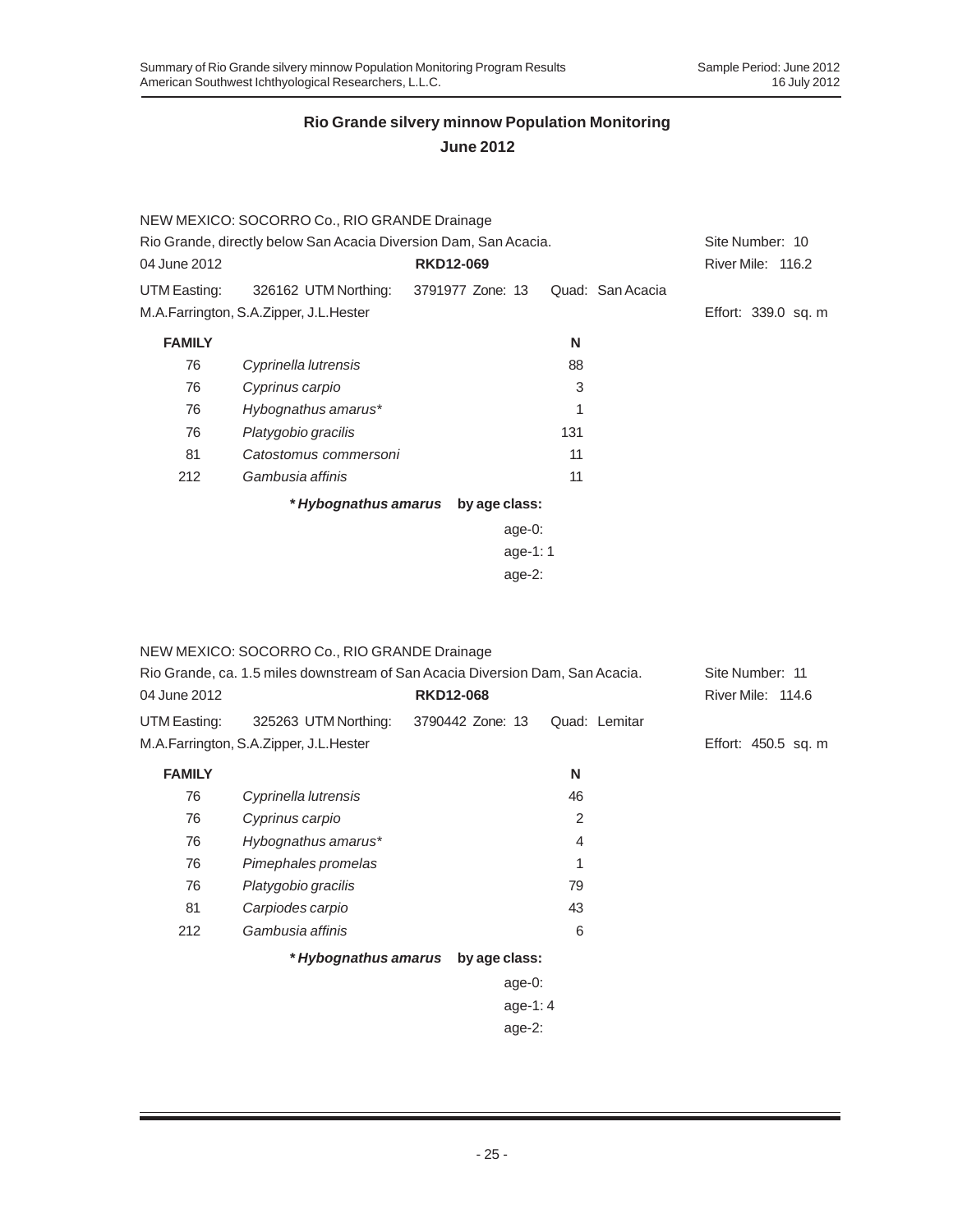# Rio Grande silvery minnow Population Monitoring

## June 2012

NEW MEXICO: SOCORRO Co., RIO GRANDE Drainage

Rio Grande, directly below San Acacia Diversion Dam, San Acacia. Site Number: 10

04 June 2012 **RKD12-069** River Mile: 116.2

UTM Easting: 326162 UTM Northing: 3791977 Zone: 13 Quad: San Acacia

M.A.Farrington, S.A.Zipper, J.L.Hester Effort: 339.0 sq. m

| FAMILY | | N |
|---|---|---|
| 76 | *Cyprinella lutrensis* | 88 |
| 76 | *Cyprinus carpio* | 3 |
| 76 | *Hybognathus amarus** | 1 |
| 76 | *Platygobio gracilis* | 131 |
| 81 | *Catostomus commersoni* | 11 |
| 212 | *Gambusia affinis* | 11 |

***Hybognathus amarus* by age class:**

age-0:

age-1: 1

age-2:

NEW MEXICO: SOCORRO Co., RIO GRANDE Drainage

Rio Grande, ca. 1.5 miles downstream of San Acacia Diversion Dam, San Acacia. Site Number: 11

04 June 2012 **RKD12-068** River Mile: 114.6

UTM Easting: 325263 UTM Northing: 3790442 Zone: 13 Quad: Lemitar

M.A.Farrington, S.A.Zipper, J.L.Hester Effort: 450.5 sq. m

| FAMILY | | N |
|---|---|---|
| 76 | *Cyprinella lutrensis* | 46 |
| 76 | *Cyprinus carpio* | 2 |
| 76 | *Hybognathus amarus** | 4 |
| 76 | *Pimephales promelas* | 1 |
| 76 | *Platygobio gracilis* | 79 |
| 81 | *Carpiodes carpio* | 43 |
| 212 | *Gambusia affinis* | 6 |

***Hybognathus amarus* by age class:**

age-0:

age-1: 4

age-2: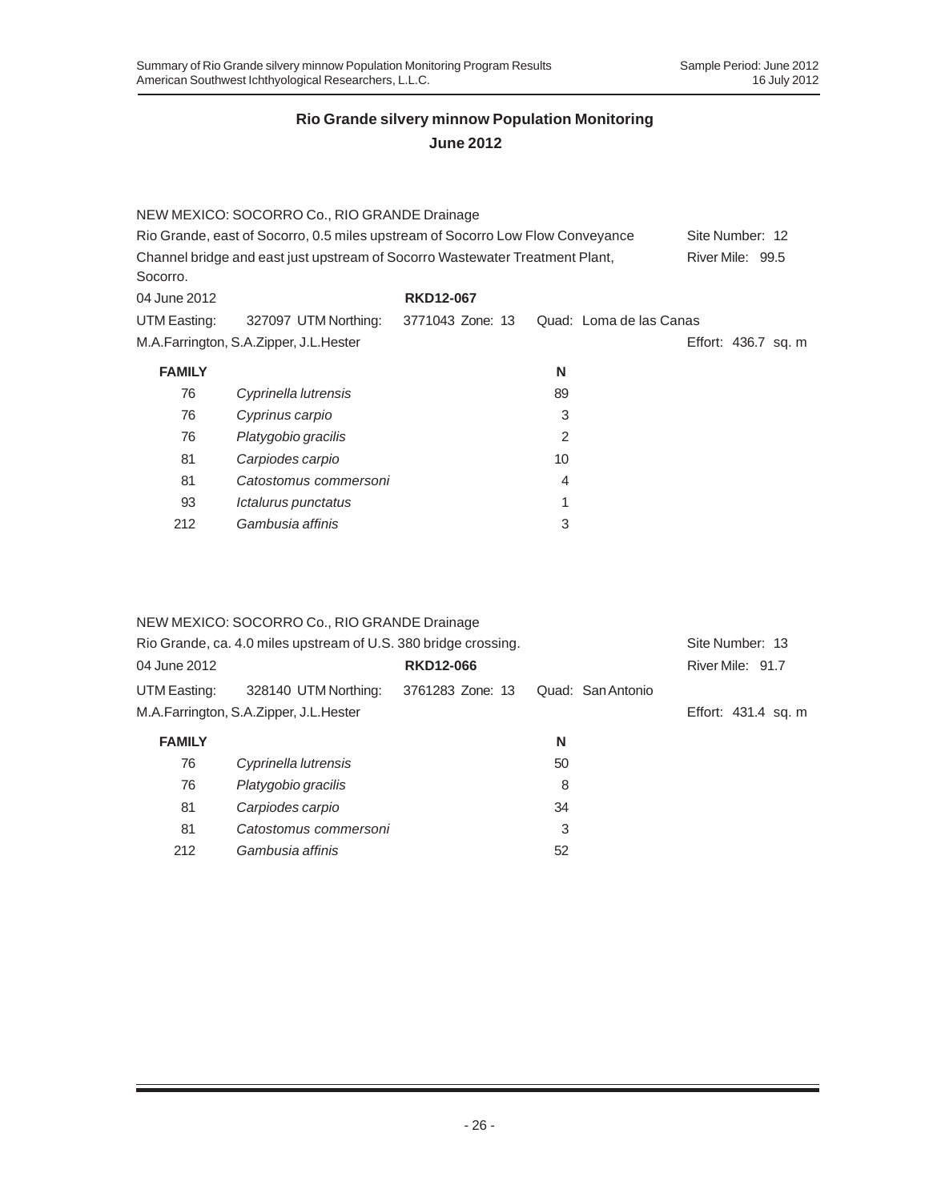## Rio Grande silvery minnow Population Monitoring

## June 2012

NEW MEXICO: SOCORRO Co., RIO GRANDE Drainage

Rio Grande, east of Socorro, 0.5 miles upstream of Socorro Low Flow Conveyance Channel bridge and east just upstream of Socorro Wastewater Treatment Plant, Socorro.

Site Number: 12
River Mile: 99.5

04 June 2012 **RKD12-067**

UTM Easting: 327097 UTM Northing: 3771043 Zone: 13 Quad: Loma de las Canas

M.A.Farrington, S.A.Zipper, J.L.Hester Effort: 436.7 sq. m

| FAMILY | | N |
|---|---|---|
| 76 | *Cyprinella lutrensis* | 89 |
| 76 | *Cyprinus carpio* | 3 |
| 76 | *Platygobio gracilis* | 2 |
| 81 | *Carpiodes carpio* | 10 |
| 81 | *Catostomus commersoni* | 4 |
| 93 | *Ictalurus punctatus* | 1 |
| 212 | *Gambusia affinis* | 3 |

NEW MEXICO: SOCORRO Co., RIO GRANDE Drainage

Rio Grande, ca. 4.0 miles upstream of U.S. 380 bridge crossing.

Site Number: 13
River Mile: 91.7

04 June 2012 **RKD12-066**

UTM Easting: 328140 UTM Northing: 3761283 Zone: 13 Quad: San Antonio

M.A.Farrington, S.A.Zipper, J.L.Hester Effort: 431.4 sq. m

| FAMILY | | N |
|---|---|---|
| 76 | *Cyprinella lutrensis* | 50 |
| 76 | *Platygobio gracilis* | 8 |
| 81 | *Carpiodes carpio* | 34 |
| 81 | *Catostomus commersoni* | 3 |
| 212 | *Gambusia affinis* | 52 |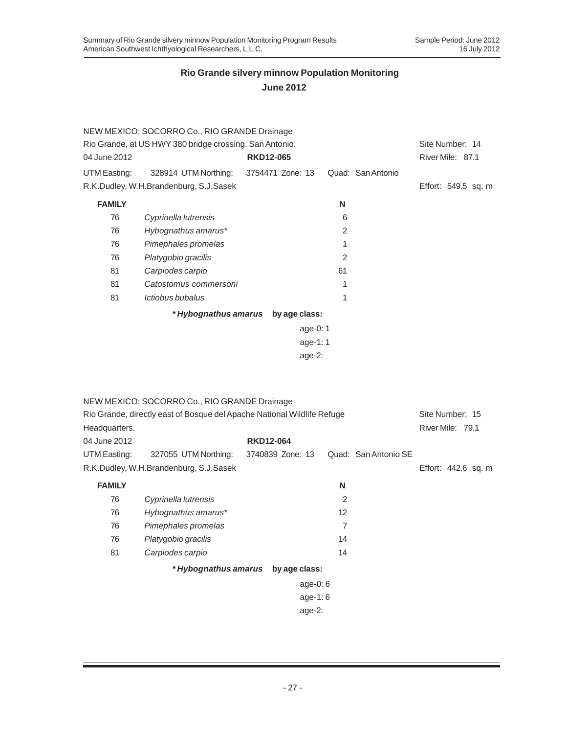## Rio Grande silvery minnow Population Monitoring
## June 2012

NEW MEXICO: SOCORRO Co., RIO GRANDE Drainage
Rio Grande, at US HWY 380 bridge crossing, San Antonio. Site Number: 14
04 June 2012 **RKD12-065** River Mile: 87.1
UTM Easting: 328914 UTM Northing: 3754471 Zone: 13 Quad: San Antonio
R.K.Dudley, W.H.Brandenburg, S.J.Sasek Effort: 549.5 sq. m

| FAMILY | | N |
|---|---|---|
| 76 | *Cyprinella lutrensis* | 6 |
| 76 | *Hybognathus amarus** | 2 |
| 76 | *Pimephales promelas* | 1 |
| 76 | *Platygobio gracilis* | 2 |
| 81 | *Carpiodes carpio* | 61 |
| 81 | *Catostomus commersoni* | 1 |
| 81 | *Ictiobus bubalus* | 1 |

***Hybognathus amarus* by age class:**

age-0: 1
age-1: 1
age-2:

NEW MEXICO: SOCORRO Co., RIO GRANDE Drainage
Rio Grande, directly east of Bosque del Apache National Wildlife Refuge Headquarters. Site Number: 15
River Mile: 79.1
04 June 2012 **RKD12-064**
UTM Easting: 327055 UTM Northing: 3740839 Zone: 13 Quad: San Antonio SE
R.K.Dudley, W.H.Brandenburg, S.J.Sasek Effort: 442.6 sq. m

| FAMILY | | N |
|---|---|---|
| 76 | *Cyprinella lutrensis* | 2 |
| 76 | *Hybognathus amarus** | 12 |
| 76 | *Pimephales promelas* | 7 |
| 76 | *Platygobio gracilis* | 14 |
| 81 | *Carpiodes carpio* | 14 |

***Hybognathus amarus* by age class:**

age-0: 6
age-1: 6
age-2: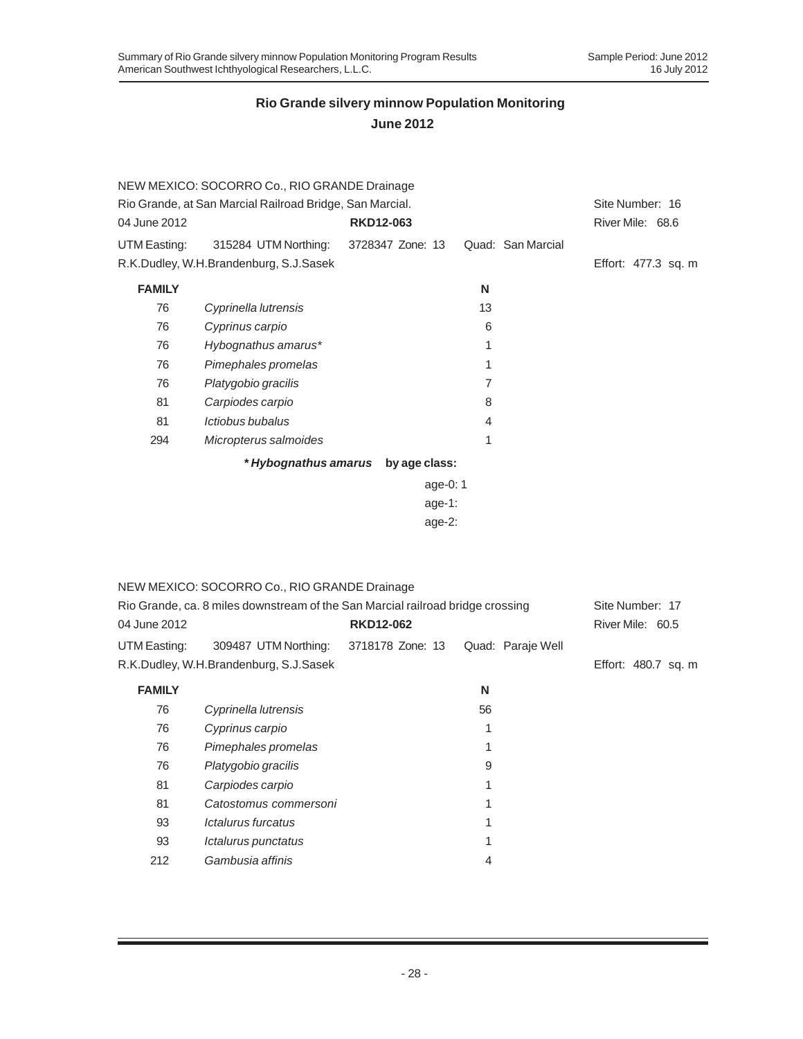## Rio Grande silvery minnow Population Monitoring
## June 2012

NEW MEXICO: SOCORRO Co., RIO GRANDE Drainage
Rio Grande, at San Marcial Railroad Bridge, San Marcial. Site Number: 16
04 June 2012 **RKD12-063** River Mile: 68.6
UTM Easting: 315284 UTM Northing: 3728347 Zone: 13 Quad: San Marcial
R.K.Dudley, W.H.Brandenburg, S.J.Sasek Effort: 477.3 sq. m

| FAMILY | | N |
|---|---|---|
| 76 | *Cyprinella lutrensis* | 13 |
| 76 | *Cyprinus carpio* | 6 |
| 76 | *Hybognathus amarus** | 1 |
| 76 | *Pimephales promelas* | 1 |
| 76 | *Platygobio gracilis* | 7 |
| 81 | *Carpiodes carpio* | 8 |
| 81 | *Ictiobus bubalus* | 4 |
| 294 | *Micropterus salmoides* | 1 |

***Hybognathus amarus* by age class:**

age-0: 1
age-1:
age-2:

NEW MEXICO: SOCORRO Co., RIO GRANDE Drainage
Rio Grande, ca. 8 miles downstream of the San Marcial railroad bridge crossing Site Number: 17
04 June 2012 **RKD12-062** River Mile: 60.5
UTM Easting: 309487 UTM Northing: 3718178 Zone: 13 Quad: Paraje Well
R.K.Dudley, W.H.Brandenburg, S.J.Sasek Effort: 480.7 sq. m

| FAMILY | | N |
|---|---|---|
| 76 | *Cyprinella lutrensis* | 56 |
| 76 | *Cyprinus carpio* | 1 |
| 76 | *Pimephales promelas* | 1 |
| 76 | *Platygobio gracilis* | 9 |
| 81 | *Carpiodes carpio* | 1 |
| 81 | *Catostomus commersoni* | 1 |
| 93 | *Ictalurus furcatus* | 1 |
| 93 | *Ictalurus punctatus* | 1 |
| 212 | *Gambusia affinis* | 4 |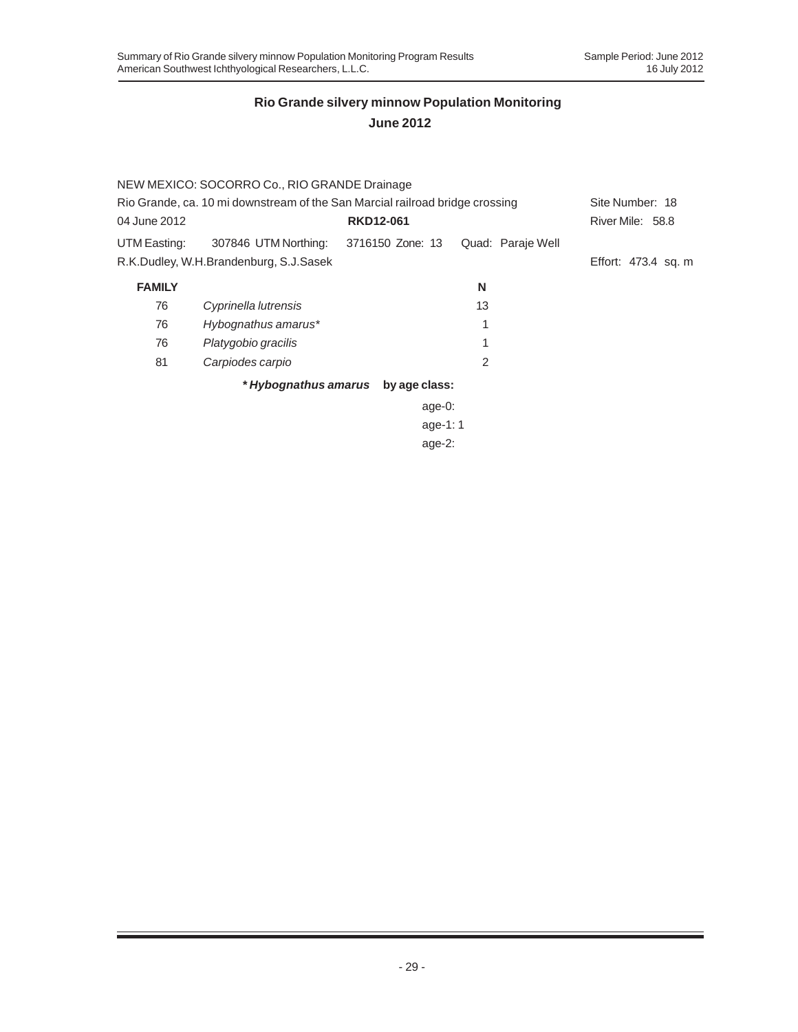# Rio Grande silvery minnow Population Monitoring
## June 2012

NEW MEXICO: SOCORRO Co., RIO GRANDE Drainage

Rio Grande, ca. 10 mi downstream of the San Marcial railroad bridge crossing — Site Number: 18

04 June 2012 — **RKD12-061** — River Mile: 58.8

UTM Easting: 307846 UTM Northing: 3716150 Zone: 13 Quad: Paraje Well

R.K.Dudley, W.H.Brandenburg, S.J.Sasek — Effort: 473.4 sq. m

| FAMILY | | N |
|---|---|---|
| 76 | *Cyprinella lutrensis* | 13 |
| 76 | *Hybognathus amarus** | 1 |
| 76 | *Platygobio gracilis* | 1 |
| 81 | *Carpiodes carpio* | 2 |

***Hybognathus amarus* by age class:**

age-0:
age-1: 1
age-2: